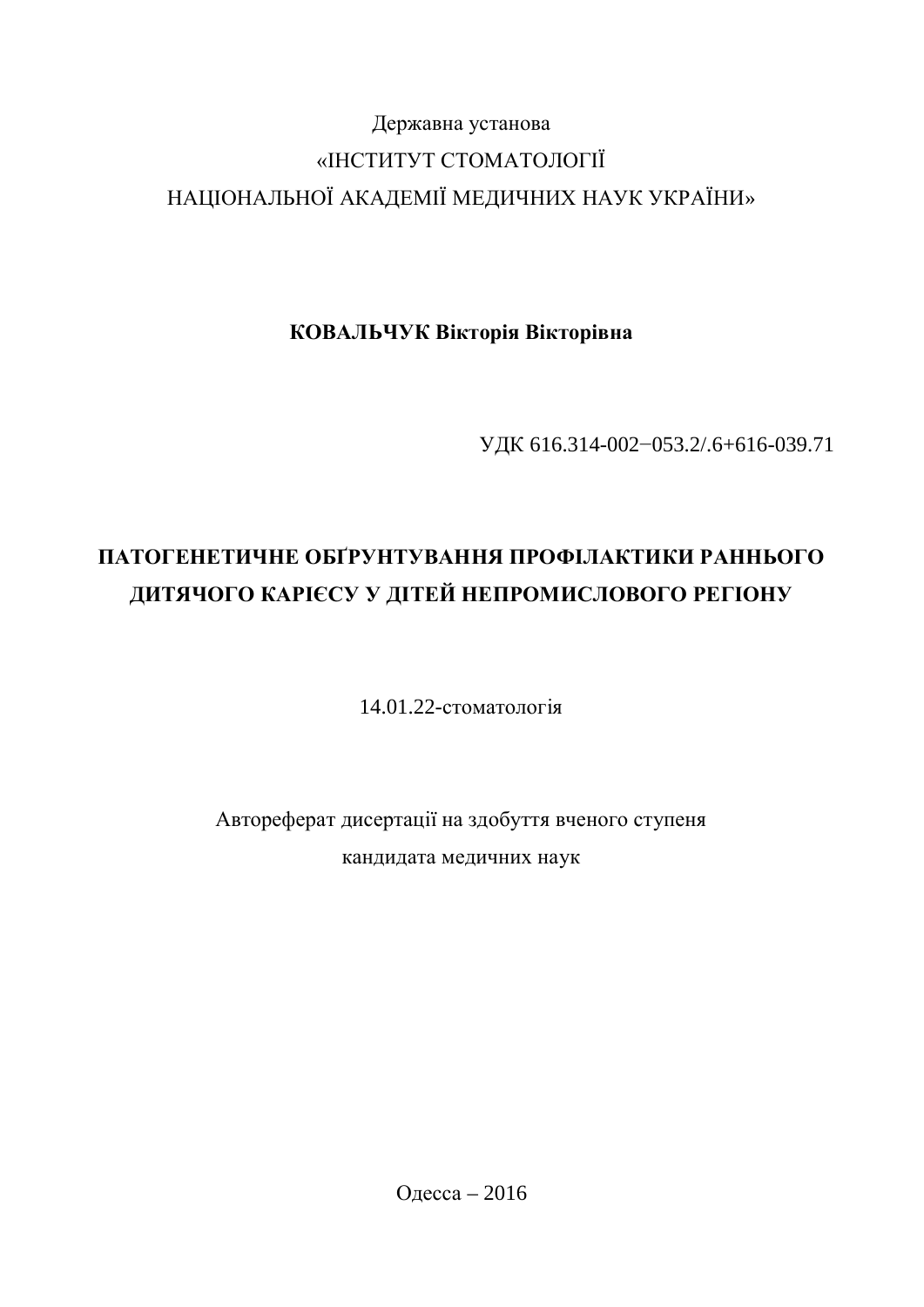Державна установа

«ІНСТИТУТ СТОМАТОЛОГІЇ

НАЦІОНАЛЬНОЇ АКАДЕМІЇ МЕДИЧНИХ НАУК УКРАЇНИ»

**КОВАЛЬЧУК Вікторія Вікторівна**

УДК 616.314-002−053.2/.6+616-039.71

# ПАТОГЕНЕТИЧНЕ ОБҐРУНТУВАННЯ ПРОФІЛАКТИКИ РАННЬОГО ДИТЯЧОГО КАРІЄСУ У ДІТЕЙ НЕПРОМИСЛОВОГО РЕГІОНУ

14.01.22-стоматологія

Автореферат дисертації на здобуття вченого ступеня

кандидата медичних наук

Одесса – 2016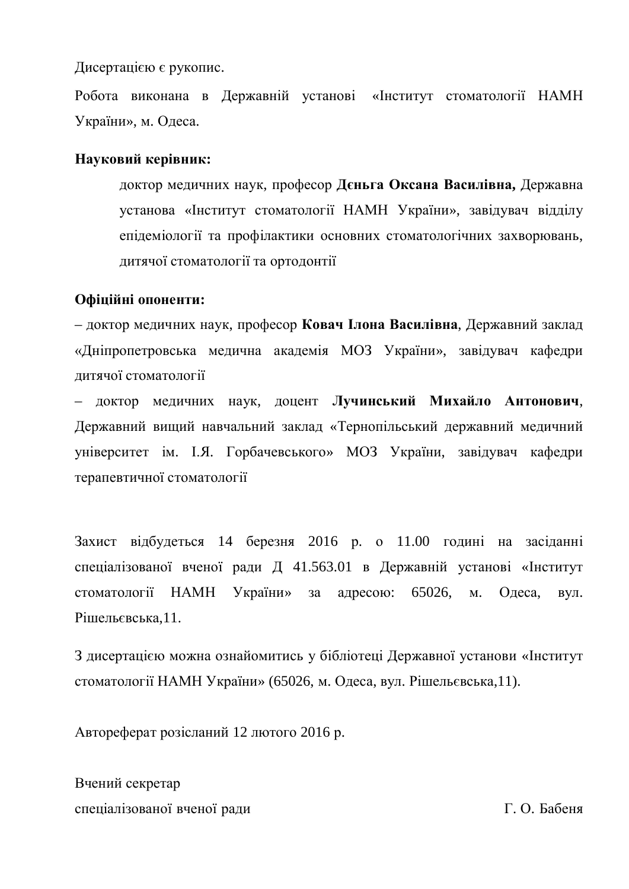Дисертацією є рукопис.

Робота виконана в Державній установі «Інститут стоматології НАМН України», м. Одеса.

**Науковий керівник:**

доктор медичних наук, професор **Дєньга Оксана Василівна,** Державна установа «Інститут стоматології НАМН України», завідувач відділу епідеміології та профілактики основних стоматологічних захворювань, дитячої стоматології та ортодонтії

**Офіційні опоненти:**

– доктор медичних наук, професор **Ковач Ілона Василівна**, Державний заклад «Дніпропетровська медична академія МОЗ України», завідувач кафедри дитячої стоматології

– доктор медичних наук, доцент **Лучинський Михайло Антонович**, Державний вищий навчальний заклад «Тернопільський державний медичний університет ім. І.Я. Горбачевського» МОЗ України, завідувач кафедри терапевтичної стоматології

Захист відбудеться 14 березня 2016 р. о 11.00 годині на засіданні спеціалізованої вченої ради Д 41.563.01 в Державній установі «Інститут стоматології НАМН України» за адресою: 65026, м. Одеса, вул. Рішельєвська,11.

З дисертацією можна ознайомитись у бібліотеці Державної установи «Інститут стоматології НАМН України» (65026, м. Одеса, вул. Рішельєвська,11).

Автореферат розісланий 12 лютого 2016 р.

Вчений секретар
спеціалізованої вченої ради Г. О. Бабеня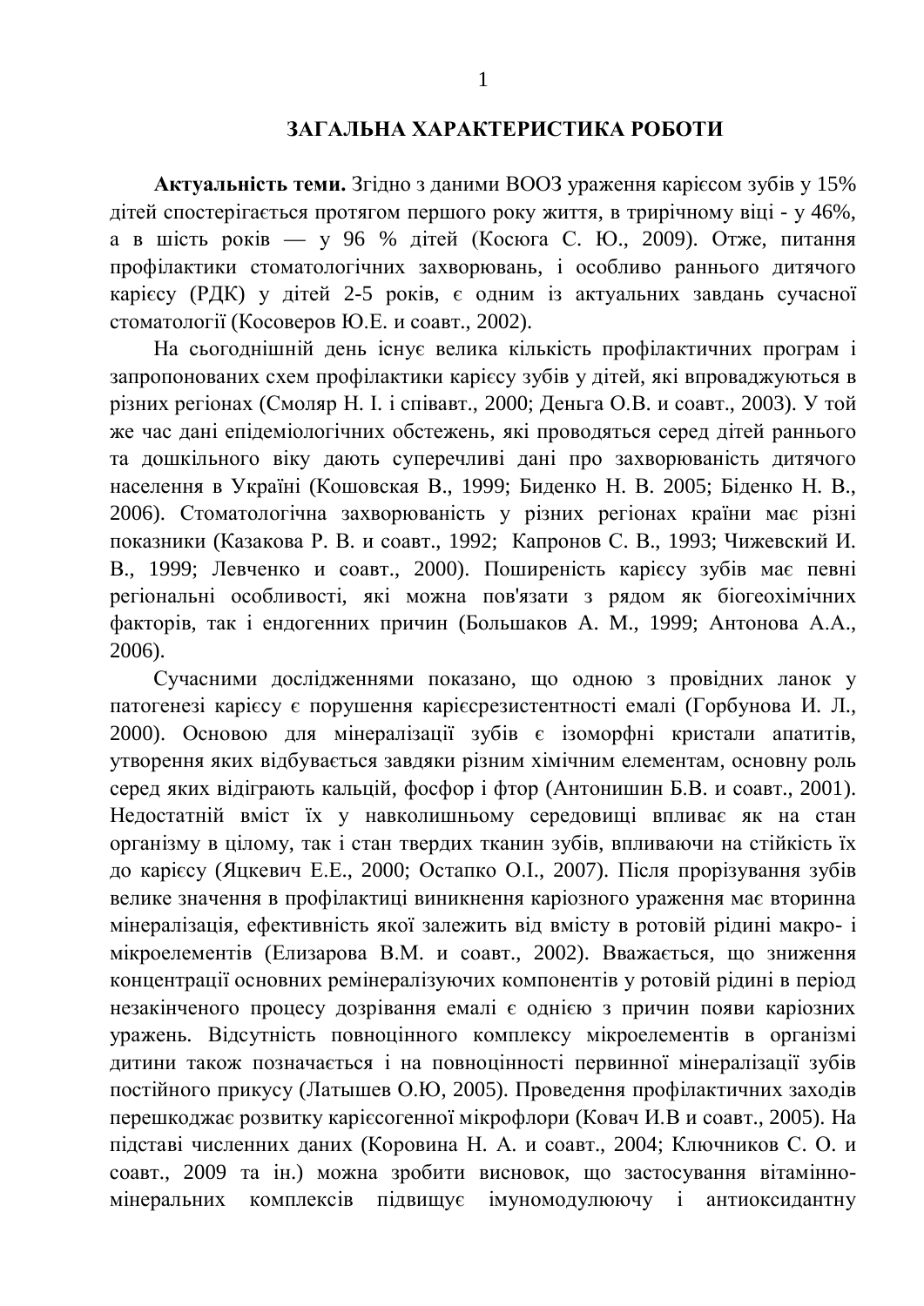## ЗАГАЛЬНА ХАРАКТЕРИСТИКА РОБОТИ

**Актуальність теми.** Згідно з даними ВООЗ ураження карієсом зубів у 15% дітей спостерігається протягом першого року життя, в трирічному віці - у 46%, а в шість років — у 96 % дітей (Косюга С. Ю., 2009). Отже, питання профілактики стоматологічних захворювань, і особливо раннього дитячого карієсу (РДК) у дітей 2-5 років, є одним із актуальних завдань сучасної стоматології (Косоверов Ю.Е. и соавт., 2002).

На сьогоднішній день існує велика кількість профілактичних програм і запропонованих схем профілактики карієсу зубів у дітей, які впроваджуються в різних регіонах (Смоляр Н. І. і співавт., 2000; Деньга О.В. и соавт., 2003). У той же час дані епідеміологічних обстежень, які проводяться серед дітей раннього та дошкільного віку дають суперечливі дані про захворюваність дитячого населення в Україні (Кошовская В., 1999; Биденко Н. В. 2005; Біденко Н. В., 2006). Стоматологічна захворюваність у різних регіонах країни має різні показники (Казакова Р. В. и соавт., 1992; Капронов С. В., 1993; Чижевский И. В., 1999; Левченко и соавт., 2000). Поширеність карієсу зубів має певні регіональні особливості, які можна пов'язати з рядом як біогеохімічних факторів, так і ендогенних причин (Большаков А. М., 1999; Антонова А.А., 2006).

Сучасними дослідженнями показано, що одною з провідних ланок у патогенезі карієсу є порушення карієсрезистентності емалі (Горбунова И. Л., 2000). Основою для мінералізації зубів є ізоморфні кристали апатитів, утворення яких відбувається завдяки різним хімічним елементам, основну роль серед яких відіграють кальцій, фосфор і фтор (Антонишин Б.В. и соавт., 2001). Недостатній вміст їх у навколишньому середовищі впливає як на стан організму в цілому, так і стан твердих тканин зубів, впливаючи на стійкість їх до карієсу (Яцкевич Е.Е., 2000; Остапко О.І., 2007). Після прорізування зубів велике значення в профілактиці виникнення каріозного ураження має вторинна мінералізація, ефективність якої залежить від вмісту в ротовій рідині макро- і мікроелементів (Елизарова В.М. и соавт., 2002). Вважається, що зниження концентрації основних ремінералізуючих компонентів у ротовій рідині в період незакінченого процесу дозрівання емалі є однією з причин появи каріозних уражень. Відсутність повноцінного комплексу мікроелементів в організмі дитини також позначається і на повноцінності первинної мінералізації зубів постійного прикусу (Латышев О.Ю, 2005). Проведення профілактичних заходів перешкоджає розвитку карієсогенної мікрофлори (Ковач И.В и соавт., 2005). На підставі численних даних (Коровина Н. А. и соавт., 2004; Ключников С. О. и соавт., 2009 та ін.) можна зробити висновок, що застосування вітамінно-мінеральних комплексів підвищує імуномодулюючу і антиоксидантну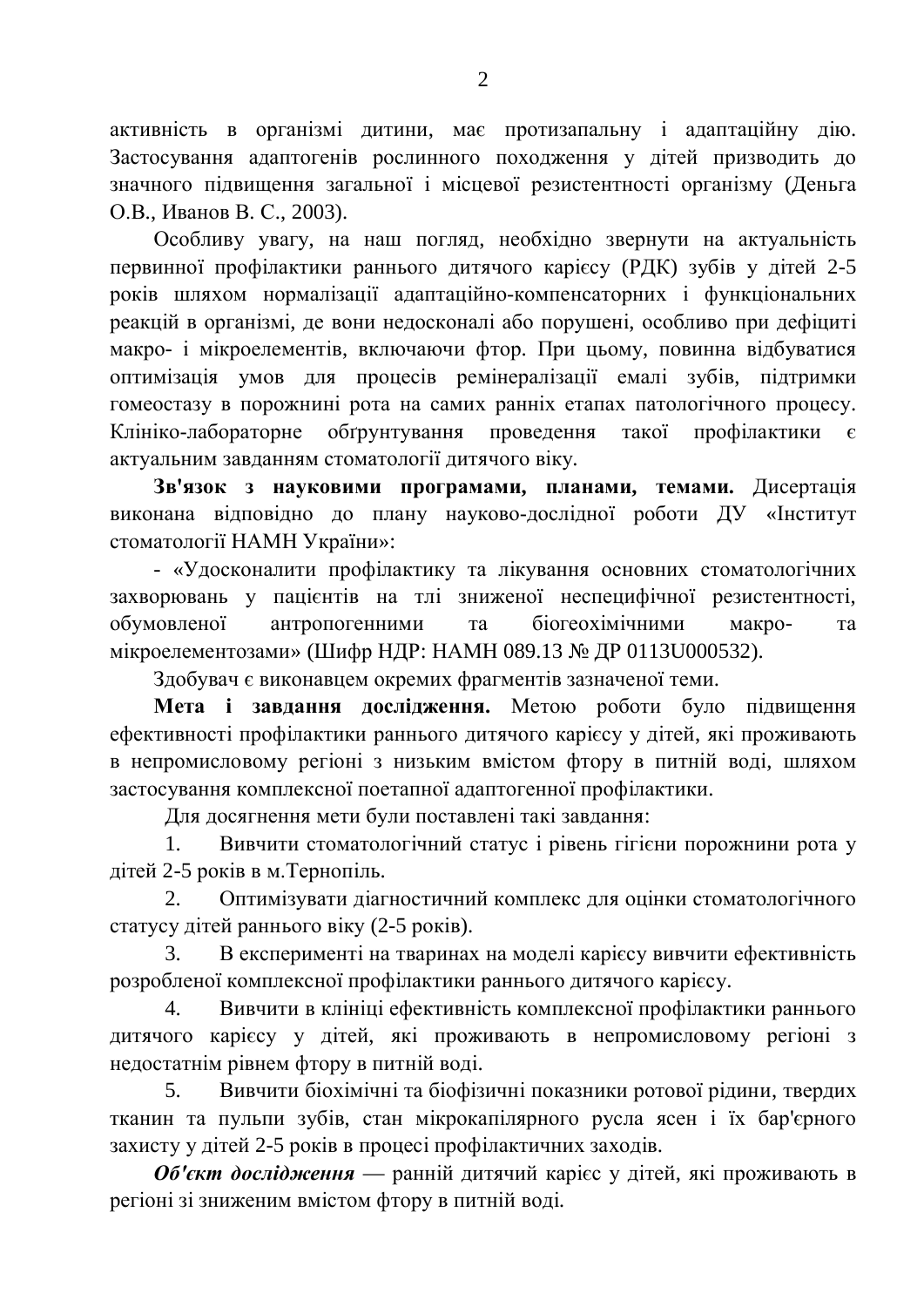активність в організмі дитини, має протизапальну і адаптаційну дію. Застосування адаптогенів рослинного походження у дітей призводить до значного підвищення загальної і місцевої резистентності організму (Деньга О.В., Иванов В. С., 2003).

Особливу увагу, на наш погляд, необхідно звернути на актуальність первинної профілактики раннього дитячого карієсу (РДК) зубів у дітей 2-5 років шляхом нормалізації адаптаційно-компенсаторних і функціональних реакцій в організмі, де вони недосконалі або порушені, особливо при дефіциті макро- і мікроелементів, включаючи фтор. При цьому, повинна відбуватися оптимізація умов для процесів ремінералізації емалі зубів, підтримки гомеостазу в порожнині рота на самих ранніх етапах патологічного процесу. Клініко-лабораторне обґрунтування проведення такої профілактики є актуальним завданням стоматології дитячого віку.

**Зв'язок з науковими програмами, планами, темами.** Дисертація виконана відповідно до плану науково-дослідної роботи ДУ «Інститут стоматології НАМН України»:

- «Удосконалити профілактику та лікування основних стоматологічних захворювань у пацієнтів на тлі зниженої неспецифічної резистентності, обумовленої антропогенними та біогеохімічними макро- та мікроелементозами» (Шифр НДР: НАМН 089.13 № ДР 0113U000532).

Здобувач є виконавцем окремих фрагментів зазначеної теми.

**Мета і завдання дослідження.** Метою роботи було підвищення ефективності профілактики раннього дитячого карієсу у дітей, які проживають в непромисловому регіоні з низьким вмістом фтору в питній воді, шляхом застосування комплексної поетапної адаптогенної профілактики.

Для досягнення мети були поставлені такі завдання:

1. Вивчити стоматологічний статус і рівень гігієни порожнини рота у дітей 2-5 років в м.Тернопіль.
2. Оптимізувати діагностичний комплекс для оцінки стоматологічного статусу дітей раннього віку (2-5 років).
3. В експерименті на тваринах на моделі карієсу вивчити ефективність розробленої комплексної профілактики раннього дитячого карієсу.
4. Вивчити в клініці ефективність комплексної профілактики раннього дитячого карієсу у дітей, які проживають в непромисловому регіоні з недостатнім рівнем фтору в питній воді.
5. Вивчити біохімічні та біофізичні показники ротової рідини, твердих тканин та пульпи зубів, стан мікрокапілярного русла ясен і їх бар'єрного захисту у дітей 2-5 років в процесі профілактичних заходів.

***Об'єкт дослідження*** — ранній дитячий карієс у дітей, які проживають в регіоні зі зниженим вмістом фтору в питній воді.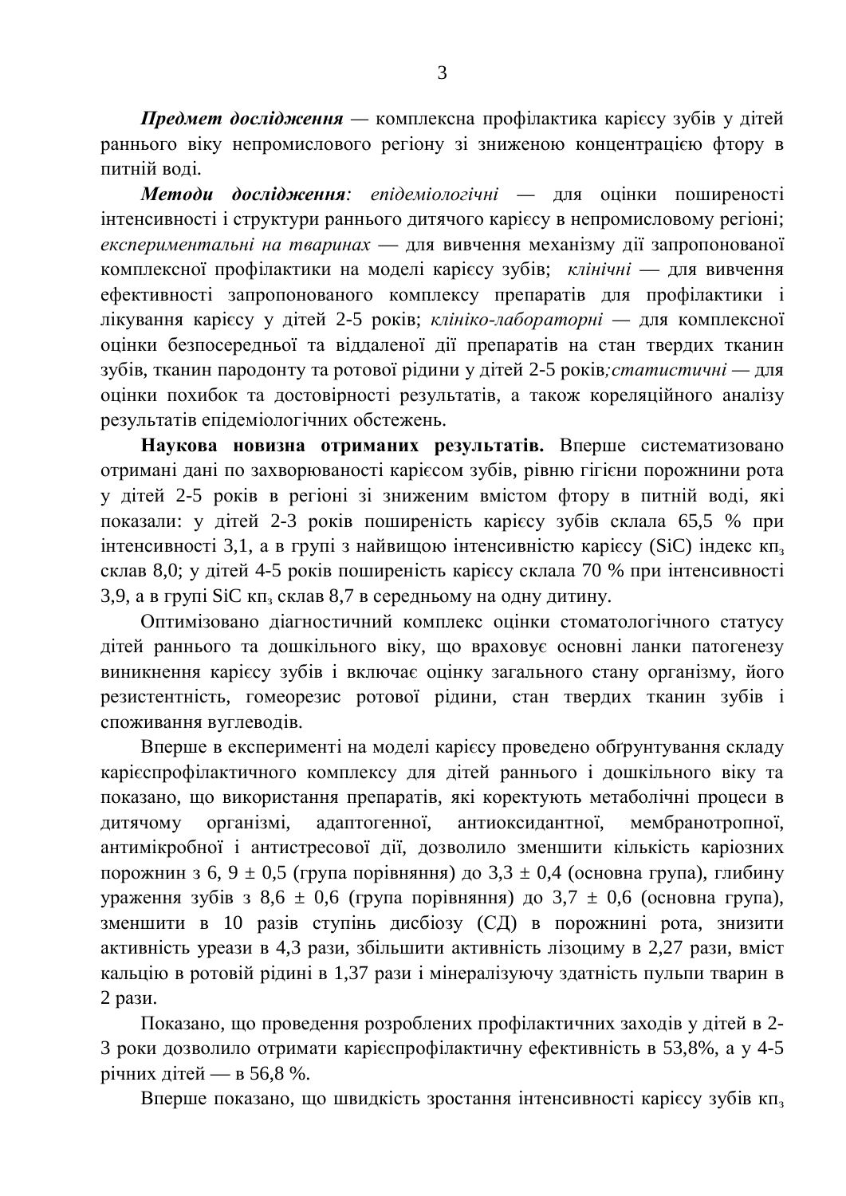***Предмет дослідження*** — комплексна профілактика карієсу зубів у дітей раннього віку непромислового регіону зі зниженою концентрацією фтору в питній воді.

***Методи дослідження**:* *епідеміологічні* — для оцінки поширеності інтенсивності і структури раннього дитячого карієсу в непромисловому регіоні; *експериментальні на тваринах* — для вивчення механізму дії запропонованої комплексної профілактики на моделі карієсу зубів; *клінічні* — для вивчення ефективності запропонованого комплексу препаратів для профілактики і лікування карієсу у дітей 2-5 років; *клініко-лабораторні* — для комплексної оцінки безпосередньої та віддаленої дії препаратів на стан твердих тканин зубів, тканин пародонту та ротової рідини у дітей 2-5 років*;статистичні* — для оцінки похибок та достовірності результатів, а також кореляційного аналізу результатів епідеміологічних обстежень.

**Наукова новизна отриманих результатів.** Вперше систематизовано отримані дані по захворюваності карієсом зубів, рівню гігієни порожнини рота у дітей 2-5 років в регіоні зі зниженим вмістом фтору в питній воді, які показали: у дітей 2-3 років поширеність карієсу зубів склала 65,5 % при інтенсивності 3,1, а в групі з найвищою інтенсивністю карієсу (SiC) індекс $кп_з$ склав 8,0; у дітей 4-5 років поширеність карієсу склала 70 % при інтенсивності 3,9, а в групі SiC $кп_з$ склав 8,7 в середньому на одну дитину.

Оптимізовано діагностичний комплекс оцінки стоматологічного статусу дітей раннього та дошкільного віку, що враховує основні ланки патогенезу виникнення карієсу зубів і включає оцінку загального стану організму, його резистентність, гомеорезис ротової рідини, стан твердих тканин зубів і споживання вуглеводів.

Вперше в експерименті на моделі карієсу проведено обґрунтування складу карієспрофілактичного комплексу для дітей раннього і дошкільного віку та показано, що використання препаратів, які коректують метаболічні процеси в дитячому організмі, адаптогенної, антиоксидантної, мембранотропної, антимікробної і антистресової дії, дозволило зменшити кількість каріозних порожнин з 6, 9 ± 0,5 (група порівняння) до 3,3 ± 0,4 (основна група), глибину ураження зубів з 8,6 ± 0,6 (група порівняння) до 3,7 ± 0,6 (основна група), зменшити в 10 разів ступінь дисбіозу (СД) в порожнині рота, знизити активність уреази в 4,3 рази, збільшити активність лізоциму в 2,27 рази, вміст кальцію в ротовій рідині в 1,37 рази і мінералізуючу здатність пульпи тварин в 2 рази.

Показано, що проведення розроблених профілактичних заходів у дітей в 2-3 роки дозволило отримати карієспрофілактичну ефективність в 53,8%, а у 4-5 річних дітей — в 56,8 %.

Вперше показано, що швидкість зростання інтенсивності карієсу зубів $кп_з$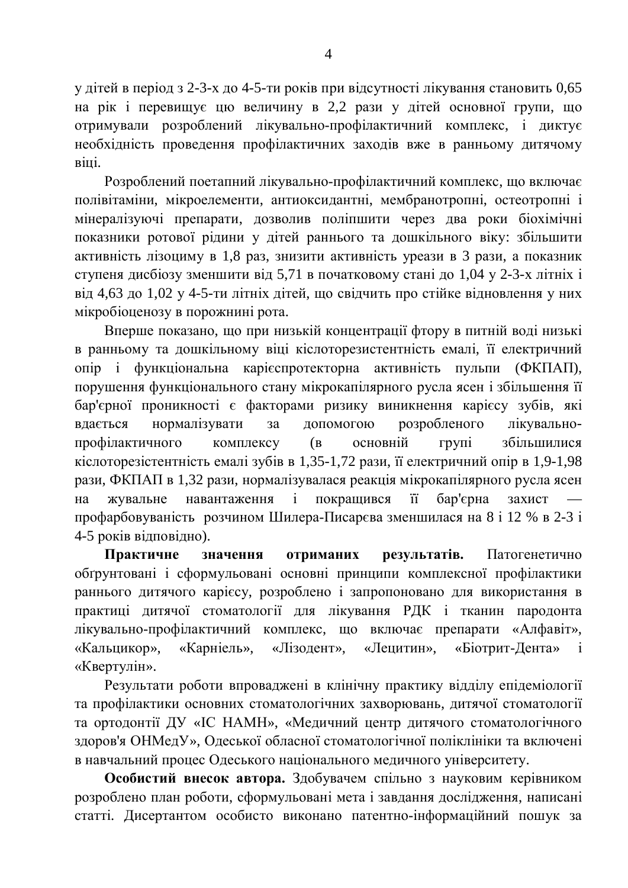у дітей в період з 2-3-х до 4-5-ти років при відсутності лікування становить 0,65 на рік і перевищує цю величину в 2,2 рази у дітей основної групи, що отримували розроблений лікувально-профілактичний комплекс, і диктує необхідність проведення профілактичних заходів вже в ранньому дитячому віці.

Розроблений поетапний лікувально-профілактичний комплекс, що включає полівітаміни, мікроелементи, антиоксидантні, мембранотропні, остеотропні і мінералізуючі препарати, дозволив поліпшити через два роки біохімічні показники ротової рідини у дітей раннього та дошкільного віку: збільшити активність лізоциму в 1,8 раз, знизити активність уреази в 3 рази, а показник ступеня дисбіозу зменшити від 5,71 в початковому стані до 1,04 у 2-3-х літніх і від 4,63 до 1,02 у 4-5-ти літніх дітей, що свідчить про стійке відновлення у них мікробіоценозу в порожнині рота.

Вперше показано, що при низькій концентрації фтору в питній воді низькі в ранньому та дошкільному віці кислоторезистентність емалі, її електричний опір і функціональна карієспротекторна активність пульпи (ФКПАП), порушення функціонального стану мікрокапілярного русла ясен і збільшення її бар'єрної проникності є факторами ризику виникнення карієсу зубів, які вдається нормалізувати за допомогою розробленого лікувально-профілактичного комплексу (в основній групі збільшилися кислоторезістентність емалі зубів в 1,35-1,72 рази, її електричний опір в 1,9-1,98 рази, ФКПАП в 1,32 рази, нормалізувалася реакція мікрокапілярного русла ясен на жувальне навантаження і покращився її бар'єрна захист — профарбовуваність розчином Шилера-Писарєва зменшилася на 8 і 12 % в 2-3 і 4-5 років відповідно).

**Практичне значення отриманих результатів.** Патогенетично обґрунтовані і сформульовані основні принципи комплексної профілактики раннього дитячого карієсу, розроблено і запропоновано для використання в практиці дитячої стоматології для лікування РДК і тканин пародонта лікувально-профілактичний комплекс, що включає препарати «Алфавіт», «Кальцикор», «Карніель», «Лізодент», «Лецитин», «Біотрит-Дента» і «Квертулін».

Результати роботи впроваджені в клінічну практику відділу епідеміології та профілактики основних стоматологічних захворювань, дитячої стоматології та ортодонтії ДУ «ІС НАМН», «Медичний центр дитячого стоматологічного здоров'я ОНМедУ», Одеської обласної стоматологічної поліклініки та включені в навчальний процес Одеського національного медичного університету.

**Особистий внесок автора.** Здобувачем спільно з науковим керівником розроблено план роботи, сформульовані мета і завдання дослідження, написані статті. Дисертантом особисто виконано патентно-інформаційний пошук за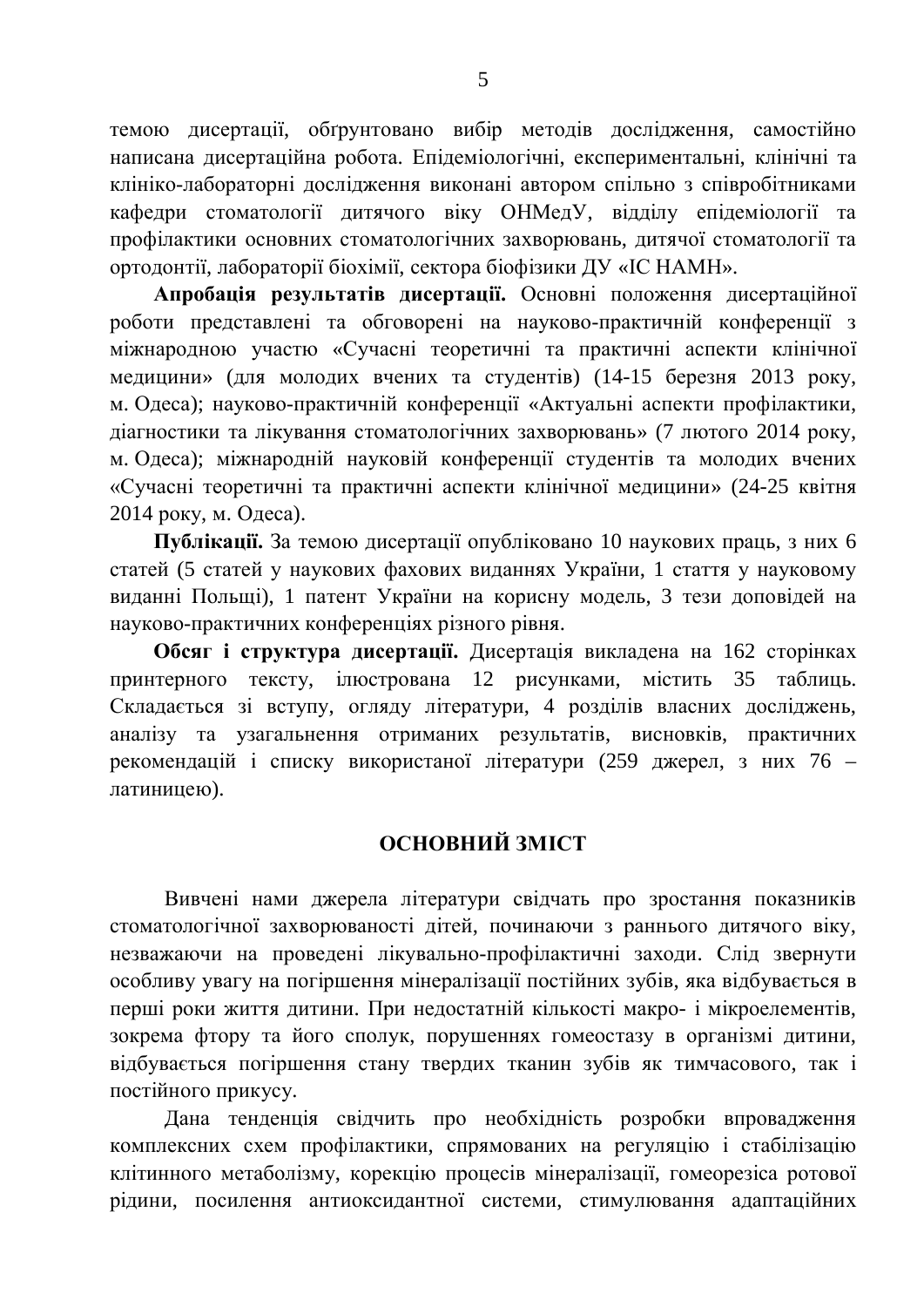темою дисертації, обґрунтовано вибір методів дослідження, самостійно написана дисертаційна робота. Епідеміологічні, експериментальні, клінічні та клініко-лабораторні дослідження виконані автором спільно з співробітниками кафедри стоматології дитячого віку ОНМедУ, відділу епідеміології та профілактики основних стоматологічних захворювань, дитячої стоматології та ортодонтії, лабораторії біохімії, сектора біофізики ДУ «ІС НАМН».

**Апробація результатів дисертації.** Основні положення дисертаційної роботи представлені та обговорені на науково-практичній конференції з міжнародною участю «Сучасні теоретичні та практичні аспекти клінічної медицини» (для молодих вчених та студентів) (14-15 березня 2013 року, м. Одеса); науково-практичній конференції «Актуальні аспекти профілактики, діагностики та лікування стоматологічних захворювань» (7 лютого 2014 року, м. Одеса); міжнародній науковій конференції студентів та молодих вчених «Сучасні теоретичні та практичні аспекти клінічної медицини» (24-25 квітня 2014 року, м. Одеса).

**Публікації.** За темою дисертації опубліковано 10 наукових праць, з них 6 статей (5 статей у наукових фахових виданнях України, 1 стаття у науковому виданні Польщі), 1 патент України на корисну модель, 3 тези доповідей на науково-практичних конференціях різного рівня.

**Обсяг і структура дисертації.** Дисертація викладена на 162 сторінках принтерного тексту, ілюстрована 12 рисунками, містить 35 таблиць. Складається зі вступу, огляду літератури, 4 розділів власних досліджень, аналізу та узагальнення отриманих результатів, висновків, практичних рекомендацій і списку використаної літератури (259 джерел, з них 76 – латиницею).

## ОСНОВНИЙ ЗМІСТ

Вивчені нами джерела літератури свідчать про зростання показників стоматологічної захворюваності дітей, починаючи з раннього дитячого віку, незважаючи на проведені лікувально-профілактичні заходи. Слід звернути особливу увагу на погіршення мінералізації постійних зубів, яка відбувається в перші роки життя дитини. При недостатній кількості макро- і мікроелементів, зокрема фтору та його сполук, порушеннях гомеостазу в організмі дитини, відбувається погіршення стану твердих тканин зубів як тимчасового, так і постійного прикусу.

Дана тенденція свідчить про необхідність розробки впровадження комплексних схем профілактики, спрямованих на регуляцію і стабілізацію клітинного метаболізму, корекцію процесів мінералізації, гомеорезіса ротової рідини, посилення антиоксидантної системи, стимулювання адаптаційних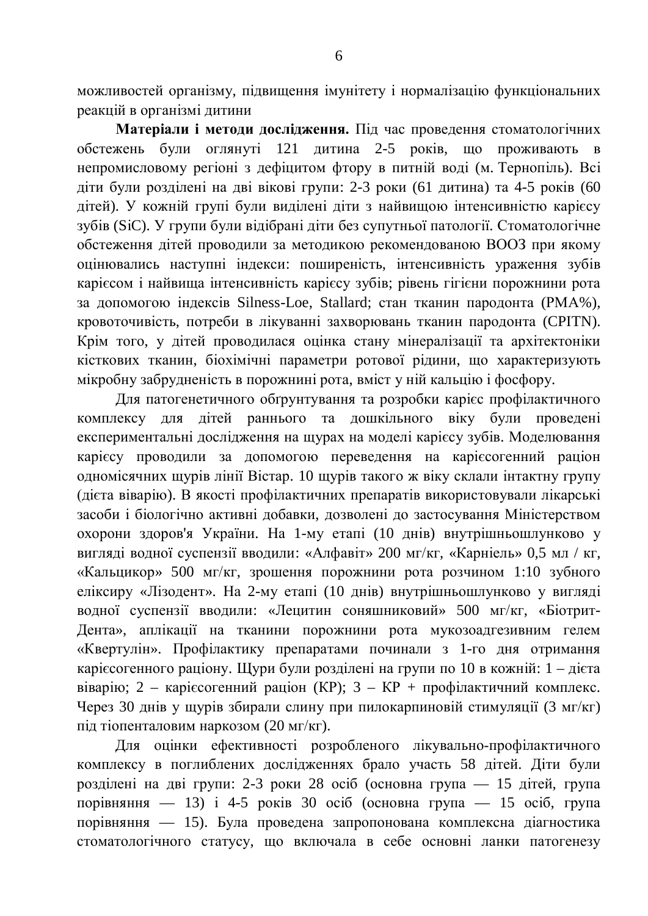можливостей організму, підвищення імунітету і нормалізацію функціональних реакцій в організмі дитини

**Матеріали і методи дослідження.** Під час проведення стоматологічних обстежень були оглянуті 121 дитина 2-5 років, що проживають в непромисловому регіоні з дефіцитом фтору в питній воді (м. Тернопіль). Всі діти були розділені на дві вікові групи: 2-3 роки (61 дитина) та 4-5 років (60 дітей). У кожній групі були виділені діти з найвищою інтенсивністю карієсу зубів (SiC). У групи були відібрані діти без супутньої патології. Стоматологічне обстеження дітей проводили за методикою рекомендованою ВООЗ при якому оцінювались наступні індекси: поширеність, інтенсивність ураження зубів карієсом і найвища інтенсивність карієсу зубів; рівень гігієни порожнини рота за допомогою індексів Silness-Loe, Stallard; стан тканин пародонта (PMA%), кровоточивість, потреби в лікуванні захворювань тканин пародонта (CPITN). Крім того, у дітей проводилася оцінка стану мінералізації та архітектоніки кісткових тканин, біохімічні параметри ротової рідини, що характеризують мікробну забрудненість в порожнині рота, вміст у ній кальцію і фосфору.

Для патогенетичного обґрунтування та розробки карієс профілактичного комплексу для дітей раннього та дошкільного віку були проведені експериментальні дослідження на щурах на моделі карієсу зубів. Моделювання карієсу проводили за допомогою переведення на карієсогенний раціон одномісячних щурів лінії Вістар. 10 щурів такого ж віку склали інтактну групу (дієта віварію). В якості профілактичних препаратів використовували лікарські засоби і біологічно активні добавки, дозволені до застосування Міністерством охорони здоров'я України. На 1-му етапі (10 днів) внутрішньошлунково у вигляді водної суспензії вводили: «Алфавіт» 200 мг/кг, «Карніель» 0,5 мл / кг, «Кальцикор» 500 мг/кг, зрошення порожнини рота розчином 1:10 зубного еліксиру «Лізодент». На 2-му етапі (10 днів) внутрішньошлунково у вигляді водної суспензії вводили: «Лецитин соняшниковий» 500 мг/кг, «Біотрит-Дента», аплікації на тканини порожнини рота мукозоадгезивним гелем «Квертулін». Профілактику препаратами починали з 1-го дня отримання карієсогенного раціону. Щури були розділені на групи по 10 в кожній: 1 – дієта віварію; 2 – карієсогенний раціон (КР); 3 – КР + профілактичний комплекс. Через 30 днів у щурів збирали слину при пилокарпиновій стимуляції (3 мг/кг) під тіопенталовим наркозом (20 мг/кг).

Для оцінки ефективності розробленого лікувально-профілактичного комплексу в поглиблених дослідженнях брало участь 58 дітей. Діти були розділені на дві групи: 2-3 роки 28 осіб (основна група — 15 дітей, група порівняння — 13) і 4-5 років 30 осіб (основна група — 15 осіб, група порівняння — 15). Була проведена запропонована комплексна діагностика стоматологічного статусу, що включала в себе основні ланки патогенезу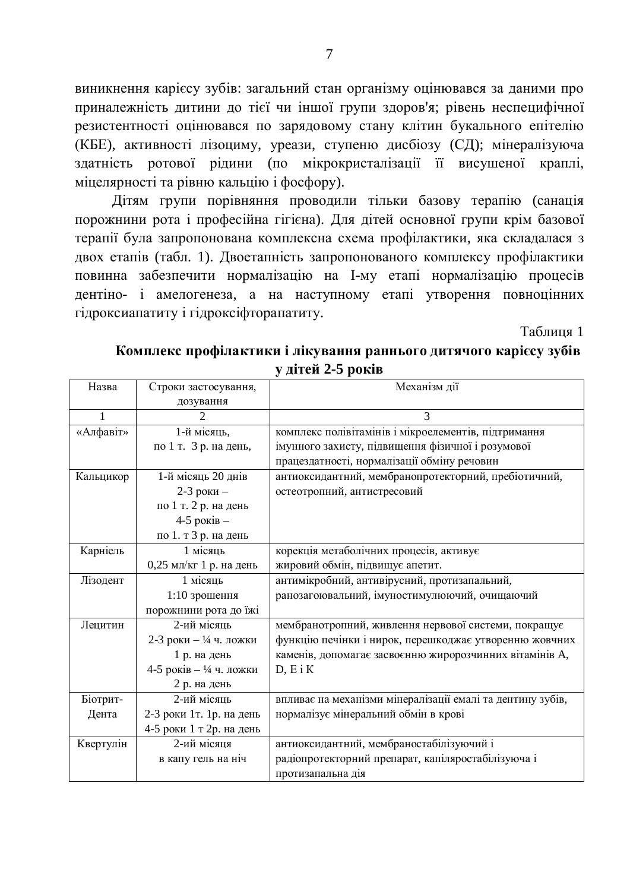виникнення карієсу зубів: загальний стан організму оцінювався за даними про приналежність дитини до тієї чи іншої групи здоров'я; рівень неспецифічної резистентності оцінювався по зарядовому стану клітин букального епітелію (КБЕ), активності лізоциму, уреази, ступеню дисбіозу (СД); мінералізуюча здатність ротової рідини (по мікрокристалізації її висушеної краплі, міцелярності та рівню кальцію і фосфору).

Дітям групи порівняння проводили тільки базову терапію (санація порожнини рота і професійна гігієна). Для дітей основної групи крім базової терапії була запропонована комплексна схема профілактики, яка складалася з двох етапів (табл. 1). Двоетапність запропонованого комплексу профілактики повинна забезпечити нормалізацію на I-му етапі нормалізацію процесів дентіно- і амелогенеза, а на наступному етапі утворення повноцінних гідроксиапатиту і гідроксіфторапатиту.

Таблиця 1

**Комплекс профілактики і лікування раннього дитячого карієсу зубів у дітей 2-5 років**

| Назва | Строки застосування, дозування | Механізм дії |
|---|---|---|
| 1 | 2 | 3 |
| «Алфавіт» | 1-й місяць, по 1 т. 3 р. на день, | комплекс полівітамінів і мікроелементів, підтримання імунного захисту, підвищення фізичної і розумової працездатності, нормалізації обміну речовин |
| Кальцикор | 1-й місяць 20 днів 2-3 роки – по 1 т. 2 р. на день 4-5 років – по 1. т 3 р. на день | антиоксидантний, мембранопротекторний, пребіотичний, остеотропний, антистресовий |
| Карніель | 1 місяць 0,25 мл/кг 1 р. на день | корекція метаболічних процесів, активує жировий обмін, підвищує апетит. |
| Лізодент | 1 місяць 1:10 зрошення порожнини рота до їжі | антимікробний, антивірусний, протизапальний, ранозагоювальний, імуностимулюючий, очищаючий |
| Лецитин | 2-ий місяць 2-3 роки – ¼ ч. ложки 1 р. на день 4-5 років – ¼ ч. ложки 2 р. на день | мембранотропний, живлення нервової системи, покращує функцію печінки і нирок, перешкоджає утворенню жовчних каменів, допомагає засвоєнню жиророзчинних вітамінів A, D, E і K |
| Біотрит-Дента | 2-ий місяць 2-3 роки 1т. 1р. на день 4-5 роки 1 т 2р. на день | впливає на механізми мінералізації емалі та дентину зубів, нормалізує мінеральний обмін в крові |
| Квертулін | 2-ий місяця в капу гель на ніч | антиоксидантний, мембраностабілізуючий і радіопротекторний препарат, капіляростабілізуюча і протизапальна дія |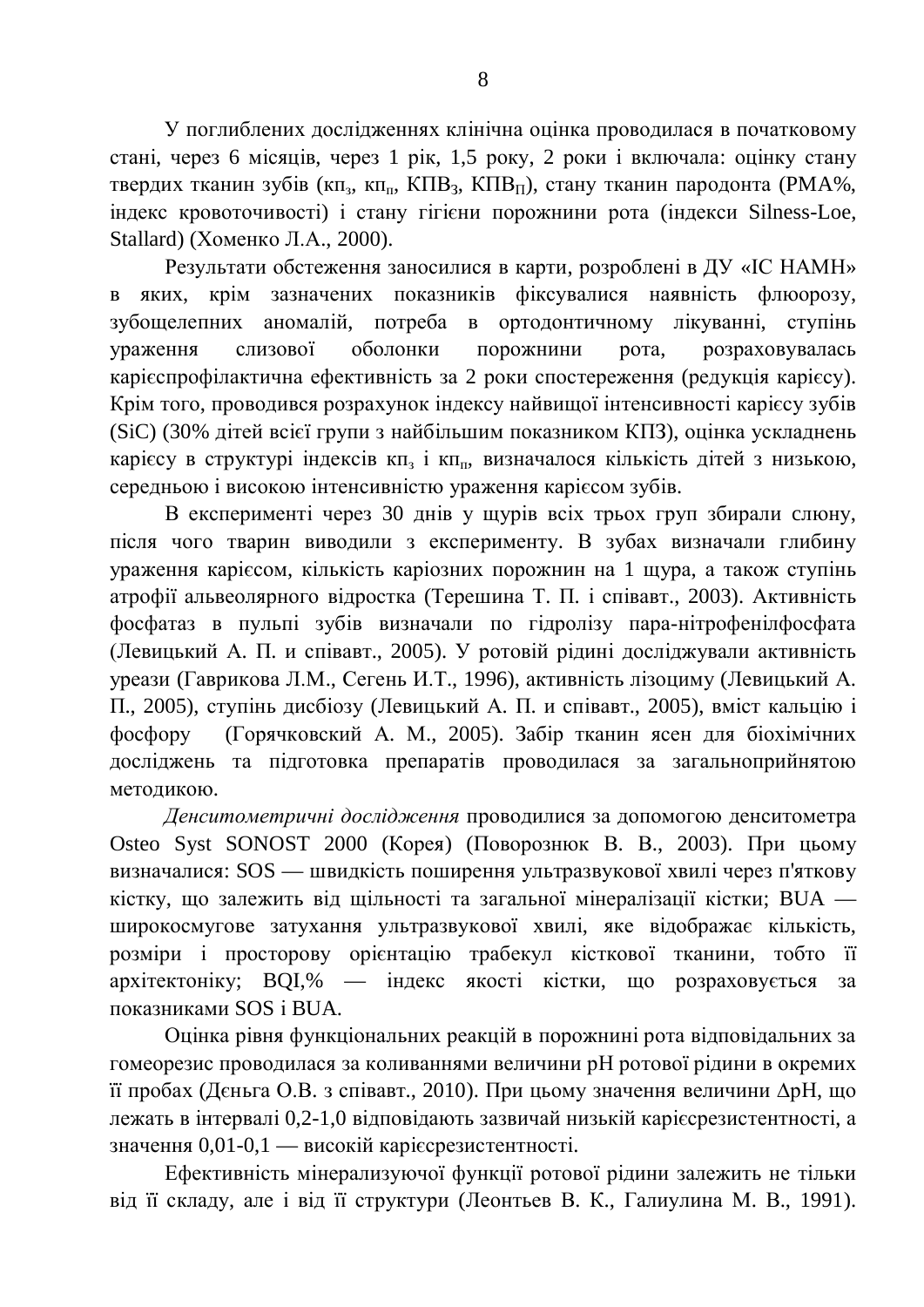У поглиблених дослідженнях клінічна оцінка проводилася в початковому стані, через 6 місяців, через 1 рік, 1,5 року, 2 роки і включала: оцінку стану твердих тканин зубів ($кп_з$, $кп_п$, $КПВ_З$, $КПВ_П$), стану тканин пародонта (РМА%, індекс кровоточивості) і стану гігієни порожнини рота (індекси Silness-Loe, Stallard) (Хоменко Л.А., 2000).

Результати обстеження заносилися в карти, розроблені в ДУ «ІС НАМН» в яких, крім зазначених показників фіксувалися наявність флюорозу, зубощелепних аномалій, потреба в ортодонтичному лікуванні, ступінь ураження слизової оболонки порожнини рота, розраховувалась карієспрофілактична ефективність за 2 роки спостереження (редукція карієсу). Крім того, проводився розрахунок індексу найвищої інтенсивності карієсу зубів (SiC) (30% дітей всієї групи з найбільшим показником КПЗ), оцінка ускладнень карієсу в структурі індексів $кп_з$ і $кп_п$, визначалося кількість дітей з низькою, середньою і високою інтенсивністю ураження карієсом зубів.

В експерименті через 30 днів у щурів всіх трьох груп збирали слюну, після чого тварин виводили з експерименту. В зубах визначали глибину ураження карієсом, кількість каріозних порожнин на 1 щура, а також ступінь атрофії альвеолярного відростка (Терешина Т. П. і співавт., 2003). Активність фосфатаз в пульпі зубів визначали по гідролізу пара-нітрофенілфосфата (Левицький А. П. и співавт., 2005). У ротовій рідині досліджували активність уреази (Гаврикова Л.М., Сегень І.Т., 1996), активність лізоциму (Левицький А. П., 2005), ступінь дисбіозу (Левицький А. П. и співавт., 2005), вміст кальцію і фосфору (Горячковский А. М., 2005). Забір тканин ясен для біохімічних досліджень та підготовка препаратів проводилася за загальноприйнятою методикою.

*Денситометричні дослідження* проводилися за допомогою денситометра Osteo Syst SONOST 2000 (Корея) (Поворознюк В. В., 2003). При цьому визначалися: SOS — швидкість поширення ультразвукової хвилі через п'яткову кістку, що залежить від щільності та загальної мінералізації кістки; BUA — широкосмугове затухання ультразвукової хвилі, яке відображає кількість, розміри і просторову орієнтацію трабекул кісткової тканини, тобто її архітектоніку; BQI,% — індекс якості кістки, що розраховується за показниками SOS і BUA.

Оцінка рівня функціональних реакцій в порожнині рота відповідальних за гомеорезис проводилася за коливаннями величини рН ротової рідини в окремих її пробах (Дєньга О.В. з співавт., 2010). При цьому значення величини ΔрН, що лежать в інтервалі 0,2-1,0 відповідають зазвичай низькій карієсрезистентності, а значення 0,01-0,1 — високій карієсрезистентності.

Ефективність мінерализуючої функції ротової рідини залежить не тільки від її складу, але і від її структури (Леонтьев В. К., Галиулина М. В., 1991).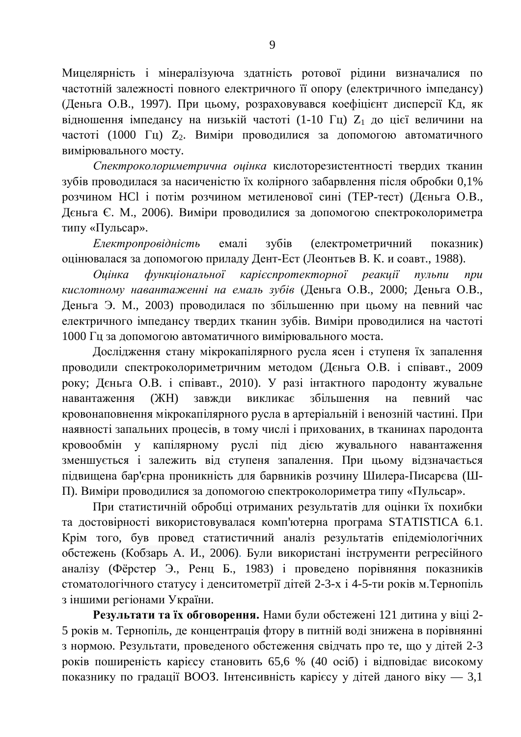Мицелярність і мінералізуюча здатність ротової рідини визначалися по частотній залежності повного електричного її опору (електричного імпедансу) (Деньга О.В., 1997). При цьому, розраховувався коефіцієнт дисперсії Кд, як відношення імпедансу на низькій частоті (1-10 Гц) $Z_1$ до цієї величини на частоті (1000 Гц) $Z_2$. Виміри проводилися за допомогою автоматичного вимірювального мосту.

*Спектроколориметрична оцінка* кислоторезистентності твердих тканин зубів проводилася за насиченістю їх колірного забарвлення після обробки 0,1% розчином HCl і потім розчином метиленової сині (ТЕР-тест) (Дєньга О.В., Дєньга Є. М., 2006). Виміри проводилися за допомогою спектроколориметра типу «Пульсар».

*Електропровідність* емалі зубів (електрометричний показник) оцінювалася за допомогою приладу Дент-Ест (Леонтьев В. К. и соавт., 1988).

*Оцінка функціональної карієспротекторної реакції пульпи при кислотному навантаженні на емаль зубів* (Деньга О.В., 2000; Деньга О.В., Деньга Э. М., 2003) проводилася по збільшенню при цьому на певний час електричного імпедансу твердих тканин зубів. Виміри проводилися на частоті 1000 Гц за допомогою автоматичного вимірювального моста.

Дослідження стану мікрокапілярного русла ясен і ступеня їх запалення проводили спектроколориметричним методом (Дєньга О.В. і співавт., 2009 року; Дєньга О.В. і співавт., 2010). У разі інтактного пародонту жувальне навантаження (ЖН) завжди викликає збільшення на певний час кровонаповнення мікрокапілярного русла в артеріальній і венозній частині. При наявності запальних процесів, в тому числі і прихованих, в тканинах пародонта кровообмін у капілярному руслі під дією жувального навантаження зменшується і залежить від ступеня запалення. При цьому відзначається підвищена бар'єрна проникність для барвників розчину Шилера-Писарєва (Ш-П). Виміри проводилися за допомогою спектроколориметра типу «Пульсар».

При статистичній обробці отриманих результатів для оцінки їх похибки та достовірності використовувалася комп'ютерна програма STATISTICA 6.1. Крім того, був провед статистичний аналіз результатів епідеміологічних обстежень (Кобзарь А. И., 2006). Були використані інструменти регресійного аналізу (Фёрстер Э., Ренц Б., 1983) і проведено порівняння показників стоматологічного статусу і денситометрії дітей 2-3-х і 4-5-ти років м.Тернопіль з іншими регіонами України.

**Результати та їх обговорення.** Нами були обстежені 121 дитина у віці 2-5 років м. Тернопіль, де концентрація фтору в питній воді знижена в порівнянні з нормою. Результати, проведеного обстеження свідчать про те, що у дітей 2-3 років поширеність карієсу становить 65,6 % (40 осіб) і відповідає високому показнику по градації ВООЗ. Інтенсивність карієсу у дітей даного віку — 3,1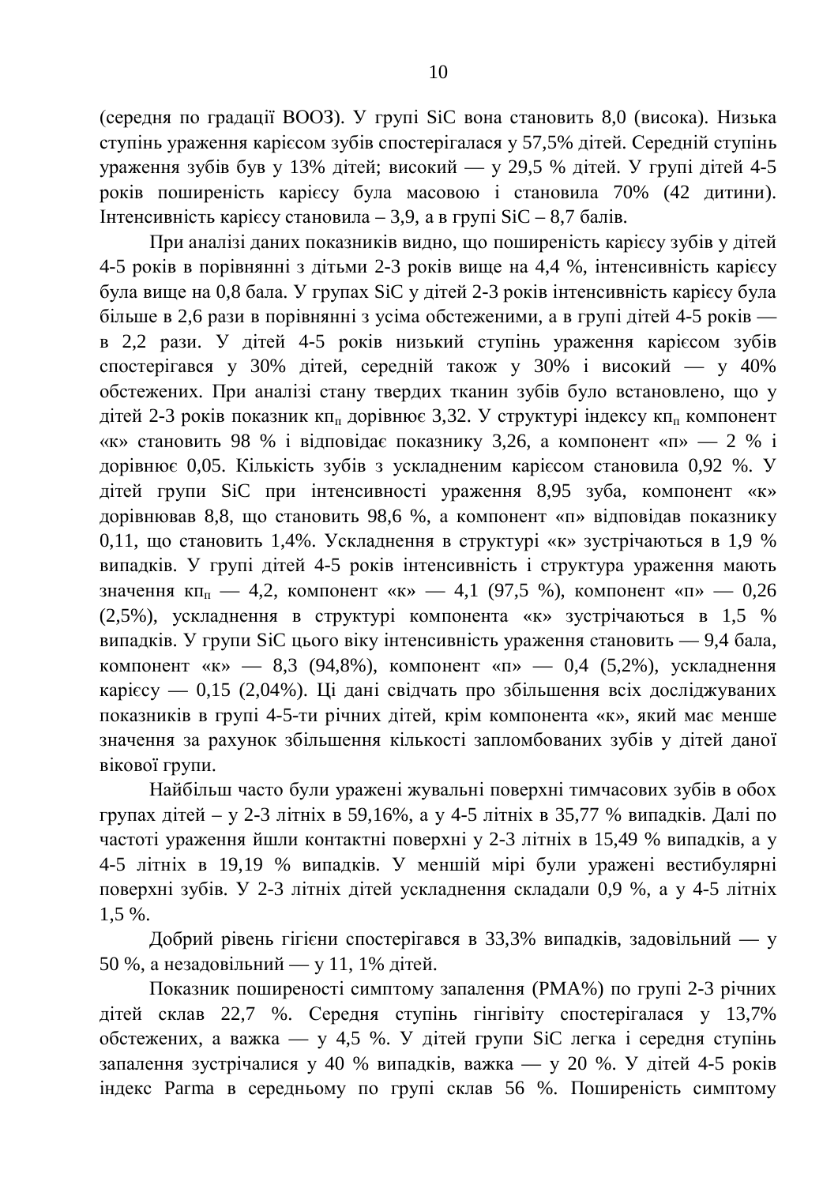(середня по градації ВООЗ). У групі SiC вона становить 8,0 (висока). Низька ступінь ураження карієсом зубів спостерігалася у 57,5% дітей. Середній ступінь ураження зубів був у 13% дітей; високий — у 29,5 % дітей. У групі дітей 4-5 років поширеність карієсу була масовою і становила 70% (42 дитини). Інтенсивність карієсу становила – 3,9, а в групі SiC – 8,7 балів.

При аналізі даних показників видно, що поширеність карієсу зубів у дітей 4-5 років в порівнянні з дітьми 2-3 років вище на 4,4 %, інтенсивність карієсу була вище на 0,8 бала. У групах SiC у дітей 2-3 років інтенсивність карієсу була більше в 2,6 рази в порівнянні з усіма обстеженими, а в групі дітей 4-5 років — в 2,2 рази. У дітей 4-5 років низький ступінь ураження карієсом зубів спостерігався у 30% дітей, середній також у 30% і високий — у 40% обстежених. При аналізі стану твердих тканин зубів було встановлено, що у дітей 2-3 років показник $кп_п$ дорівнює 3,32. У структурі індексу $кп_п$ компонент «к» становить 98 % і відповідає показнику 3,26, а компонент «п» — 2 % і дорівнює 0,05. Кількість зубів з ускладненим карієсом становила 0,92 %. У дітей групи SiC при інтенсивності ураження 8,95 зуба, компонент «к» дорівнював 8,8, що становить 98,6 %, а компонент «п» відповідав показнику 0,11, що становить 1,4%. Ускладнення в структурі «к» зустрічаються в 1,9 % випадків. У групі дітей 4-5 років інтенсивність і структура ураження мають значення $кп_п$ — 4,2, компонент «к» — 4,1 (97,5 %), компонент «п» — 0,26 (2,5%), ускладнення в структурі компонента «к» зустрічаються в 1,5 % випадків. У групи SiC цього віку інтенсивність ураження становить — 9,4 бала, компонент «к» — 8,3 (94,8%), компонент «п» — 0,4 (5,2%), ускладнення карієсу — 0,15 (2,04%). Ці дані свідчать про збільшення всіх досліджуваних показників в групі 4-5-ти річних дітей, крім компонента «к», який має менше значення за рахунок збільшення кількості запломбованих зубів у дітей даної вікової групи.

Найбільш часто були уражені жувальні поверхні тимчасових зубів в обох групах дітей – у 2-3 літніх в 59,16%, а у 4-5 літніх в 35,77 % випадків. Далі по частоті ураження йшли контактні поверхні у 2-3 літніх в 15,49 % випадків, а у 4-5 літніх в 19,19 % випадків. У меншій мірі були уражені вестибулярні поверхні зубів. У 2-3 літніх дітей ускладнення складали 0,9 %, а у 4-5 літніх 1,5 %.

Добрий рівень гігієни спостерігався в 33,3% випадків, задовільний — у 50 %, а незадовільний — у 11, 1% дітей.

Показник поширеності симптому запалення (РМА%) по групі 2-3 річних дітей склав 22,7 %. Середня ступінь гінгівіту спостерігалася у 13,7% обстежених, а важка — у 4,5 %. У дітей групи SiC легка і середня ступінь запалення зустрічалися у 40 % випадків, важка — у 20 %. У дітей 4-5 років індекс Parma в середньому по групі склав 56 %. Поширеність симптому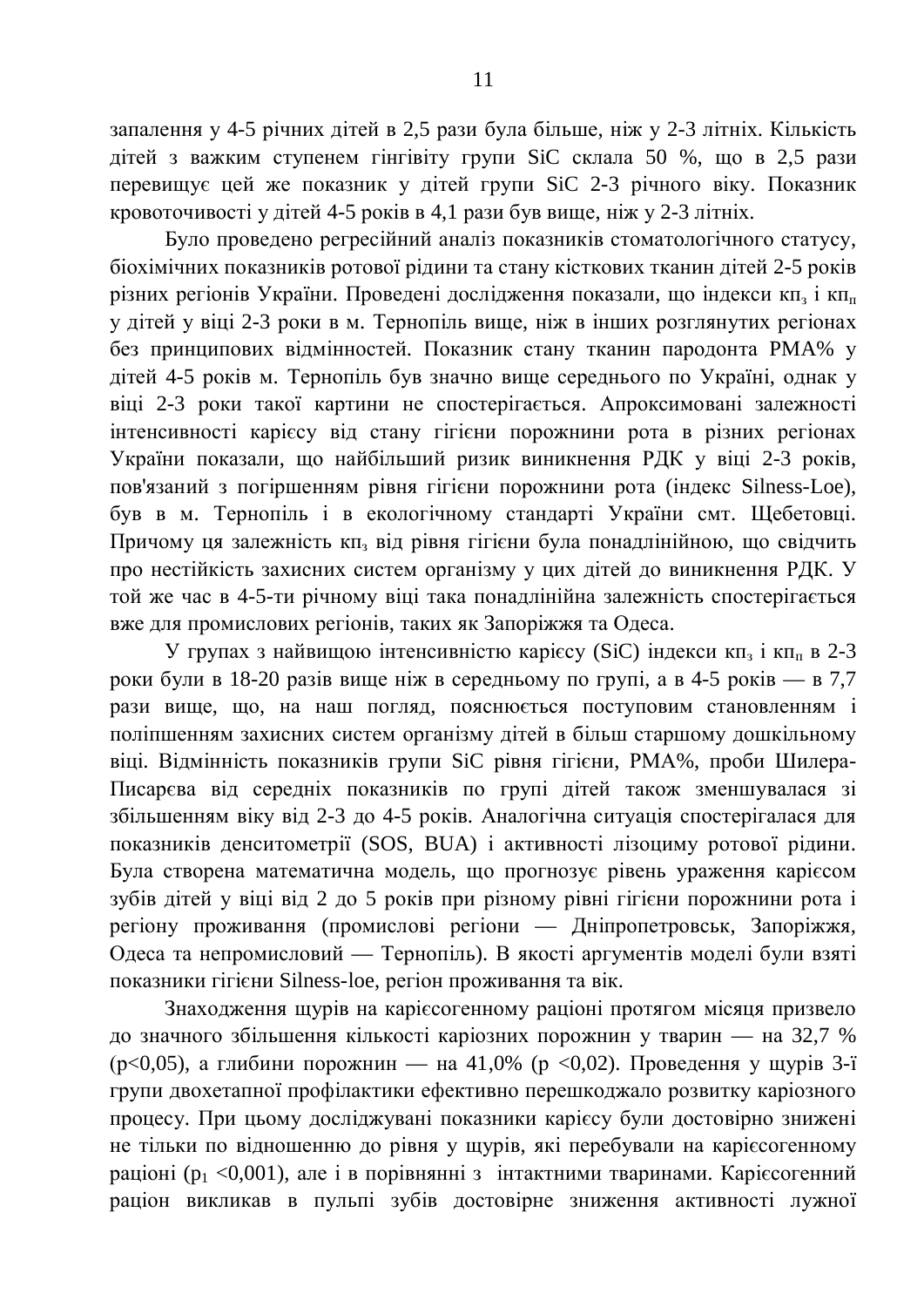запалення у 4-5 річних дітей в 2,5 рази була більше, ніж у 2-3 літніх. Кількість дітей з важким ступенем гінгівіту групи SiC склала 50 %, що в 2,5 рази перевищує цей же показник у дітей групи SiC 2-3 річного віку. Показник кровоточивості у дітей 4-5 років в 4,1 рази був вище, ніж у 2-3 літніх.

Було проведено регресійний аналіз показників стоматологічного статусу, біохімічних показників ротової рідини та стану кісткових тканин дітей 2-5 років різних регіонів України. Проведені дослідження показали, що індекси $кп_з$ і $кп_п$ у дітей у віці 2-3 роки в м. Тернопіль вище, ніж в інших розглянутих регіонах без принципових відмінностей. Показник стану тканин пародонта РМА% у дітей 4-5 років м. Тернопіль був значно вище середнього по Україні, однак у віці 2-3 роки такої картини не спостерігається. Апроксимовані залежності інтенсивності карієсу від стану гігієни порожнини рота в різних регіонах України показали, що найбільший ризик виникнення РДК у віці 2-3 років, пов'язаний з погіршенням рівня гігієни порожнини рота (індекс Silness-Loe), був в м. Тернопіль і в екологічному стандарті України смт. Щебетовці. Причому ця залежність $кп_з$ від рівня гігієни була понадлінійною, що свідчить про нестійкість захисних систем організму у цих дітей до виникнення РДК. У той же час в 4-5-ти річному віці така понадлінійна залежність спостерігається вже для промислових регіонів, таких як Запоріжжя та Одеса.

У групах з найвищою інтенсивністю карієсу (SiC) індекси $кп_з$ і $кп_п$ в 2-3 роки були в 18-20 разів вище ніж в середньому по групі, а в 4-5 років — в 7,7 рази вище, що, на наш погляд, пояснюється поступовим становленням і поліпшенням захисних систем організму дітей в більш старшому дошкільному віці. Відмінність показників групи SiC рівня гігієни, РМА%, проби Шилера-Писарєва від середніх показників по групі дітей також зменшувалася зі збільшенням віку від 2-3 до 4-5 років. Аналогічна ситуація спостерігалася для показників денситометрії (SOS, BUA) і активності лізоциму ротової рідини. Була створена математична модель, що прогнозує рівень ураження карієсом зубів дітей у віці від 2 до 5 років при різному рівні гігієни порожнини рота і регіону проживання (промислові регіони — Дніпропетровськ, Запоріжжя, Одеса та непромисловий — Тернопіль). В якості аргументів моделі були взяті показники гігієни Silness-loe, регіон проживання та вік.

Знаходження щурів на карієсогенному раціоні протягом місяця призвело до значного збільшення кількості каріозних порожнин у тварин — на 32,7 % ($p<0,05$), а глибини порожнин — на 41,0% ($p<0,02$). Проведення у щурів 3-ї групи двохетапної профілактики ефективно перешкоджало розвитку каріозного процесу. При цьому досліджувані показники карієсу були достовірно знижені не тільки по відношенню до рівня у щурів, які перебували на карієсогенному раціоні ($p_1<0,001$), але і в порівнянні з інтактними тваринами. Карієсогенний раціон викликав в пульпі зубів достовірне зниження активності лужної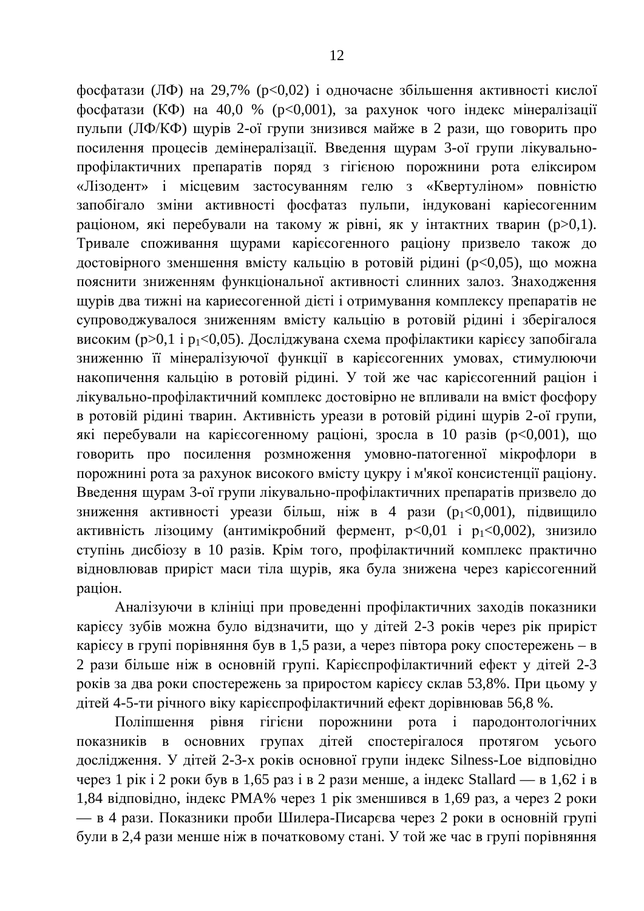фосфатази (ЛФ) на 29,7% ($p<0,02$) і одночасне збільшення активності кислої фосфатази (КФ) на 40,0 % ($p<0,001$), за рахунок чого індекс мінералізації пульпи (ЛФ/КФ) щурів 2-ої групи знизився майже в 2 рази, що говорить про посилення процесів демінералізації. Введення щурам 3-ої групи лікувально-профілактичних препаратів поряд з гігієною порожнини рота еліксиром «Лізодент» і місцевим застосуванням гелю з «Квертуліном» повністю запобігало зміни активності фосфатаз пульпи, індуковані карієсогенним раціоном, які перебували на такому ж рівні, як у інтактних тварин ($p>0,1$). Тривале споживання щурами карієсогенного раціону призвело також до достовірного зменшення вмісту кальцію в ротовій рідині ($p<0,05$), що можна пояснити зниженням функціональної активності слинних залоз. Знаходження щурів два тижні на кариесогенної дієті і отримування комплексу препаратів не супроводжувалося зниженням вмісту кальцію в ротовій рідині і зберігалося високим ($p>0,1$ і $p_1<0,05$). Досліджувана схема профілактики карієсу запобігала зниженню її мінералізуючої функції в карієсогенних умовах, стимулюючи накопичення кальцію в ротовій рідині. У той же час карієсогенний раціон і лікувально-профілактичний комплекс достовірно не впливали на вміст фосфору в ротовій рідині тварин. Активність уреази в ротовій рідині щурів 2-ої групи, які перебували на карієсогенному раціоні, зросла в 10 разів ($p<0,001$), що говорить про посилення розмноження умовно-патогенної мікрофлори в порожнині рота за рахунок високого вмісту цукру і м'якої консистенції раціону. Введення щурам 3-ої групи лікувально-профілактичних препаратів призвело до зниження активності уреази більш, ніж в 4 рази ($p_1<0,001$), підвищило активність лізоциму (антимікробний фермент, $p<0,01$ і $p_1<0,002$), знизило ступінь дисбіозу в 10 разів. Крім того, профілактичний комплекс практично відновлював приріст маси тіла щурів, яка була знижена через карієсогенний раціон.

Аналізуючи в клініці при проведенні профілактичних заходів показники карієсу зубів можна було відзначити, що у дітей 2-3 років через рік приріст карієсу в групі порівняння був в 1,5 рази, а через півтора року спостережень – в 2 рази більше ніж в основній групі. Карієспрофілактичний ефект у дітей 2-3 років за два роки спостережень за приростом карієсу склав 53,8%. При цьому у дітей 4-5-ти річного віку карієспрофілактичний ефект дорівнював 56,8 %.

Поліпшення рівня гігієни порожнини рота і пародонтологічних показників в основних групах дітей спостерігалося протягом усього дослідження. У дітей 2-3-х років основної групи індекс Silness-Loe відповідно через 1 рік і 2 роки був в 1,65 раз і в 2 рази менше, а індекс Stallard — в 1,62 і в 1,84 відповідно, індекс РМА% через 1 рік зменшився в 1,69 раз, а через 2 роки — в 4 рази. Показники проби Шилера-Писарєва через 2 роки в основній групі були в 2,4 рази менше ніж в початковому стані. У той же час в групі порівняння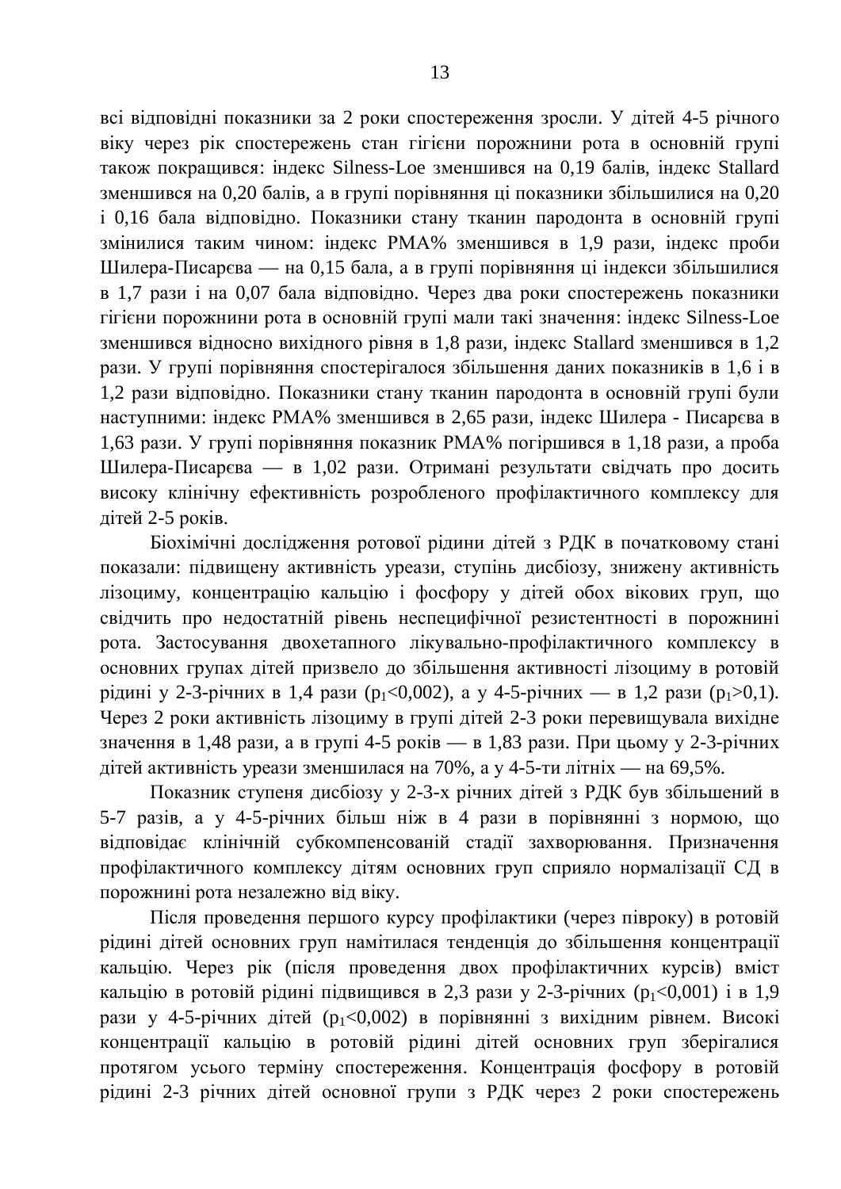всі відповідні показники за 2 роки спостереження зросли. У дітей 4-5 річного віку через рік спостережень стан гігієни порожнини рота в основній групі також покращився: індекс Silness-Loe зменшився на 0,19 балів, індекс Stallard зменшився на 0,20 балів, а в групі порівняння ці показники збільшилися на 0,20 і 0,16 бала відповідно. Показники стану тканин пародонта в основній групі змінилися таким чином: індекс РМА% зменшився в 1,9 рази, індекс проби Шилера-Писарєва — на 0,15 бала, а в групі порівняння ці індекси збільшилися в 1,7 рази і на 0,07 бала відповідно. Через два роки спостережень показники гігієни порожнини рота в основній групі мали такі значення: індекс Silness-Loe зменшився відносно вихідного рівня в 1,8 рази, індекс Stallard зменшився в 1,2 рази. У групі порівняння спостерігалося збільшення даних показників в 1,6 і в 1,2 рази відповідно. Показники стану тканин пародонта в основній групі були наступними: індекс РМА% зменшився в 2,65 рази, індекс Шилера - Писарєва в 1,63 рази. У групі порівняння показник РМА% погіршився в 1,18 рази, а проба Шилера-Писарєва — в 1,02 рази. Отримані результати свідчать про досить високу клінічну ефективність розробленого профілактичного комплексу для дітей 2-5 років.

Біохімічні дослідження ротової рідини дітей з РДК в початковому стані показали: підвищену активність уреази, ступінь дисбіозу, знижену активність лізоциму, концентрацію кальцію і фосфору у дітей обох вікових груп, що свідчить про недостатній рівень неспецифічної резистентності в порожнині рота. Застосування двохетапного лікувально-профілактичного комплексу в основних групах дітей призвело до збільшення активності лізоциму в ротовій рідині у 2-3-річних в 1,4 рази ($p_1<0{,}002$), а у 4-5-річних — в 1,2 рази ($p_1>0{,}1$). Через 2 роки активність лізоциму в групі дітей 2-3 роки перевищувала вихідне значення в 1,48 рази, а в групі 4-5 років — в 1,83 рази. При цьому у 2-3-річних дітей активність уреази зменшилася на 70%, а у 4-5-ти літніх — на 69,5%.

Показник ступеня дисбіозу у 2-3-х річних дітей з РДК був збільшений в 5-7 разів, а у 4-5-річних більш ніж в 4 рази в порівнянні з нормою, що відповідає клінічній субкомпенсованій стадії захворювання. Призначення профілактичного комплексу дітям основних груп сприяло нормалізації СД в порожнині рота незалежно від віку.

Після проведення першого курсу профілактики (через півроку) в ротовій рідині дітей основних груп намітилася тенденція до збільшення концентрації кальцію. Через рік (після проведення двох профілактичних курсів) вміст кальцію в ротовій рідині підвищився в 2,3 рази у 2-3-річних ($p_1<0{,}001$) і в 1,9 рази у 4-5-річних дітей ($p_1<0{,}002$) в порівнянні з вихідним рівнем. Високі концентрації кальцію в ротовій рідині дітей основних груп зберігалися протягом усього терміну спостереження. Концентрація фосфору в ротовій рідині 2-3 річних дітей основної групи з РДК через 2 роки спостережень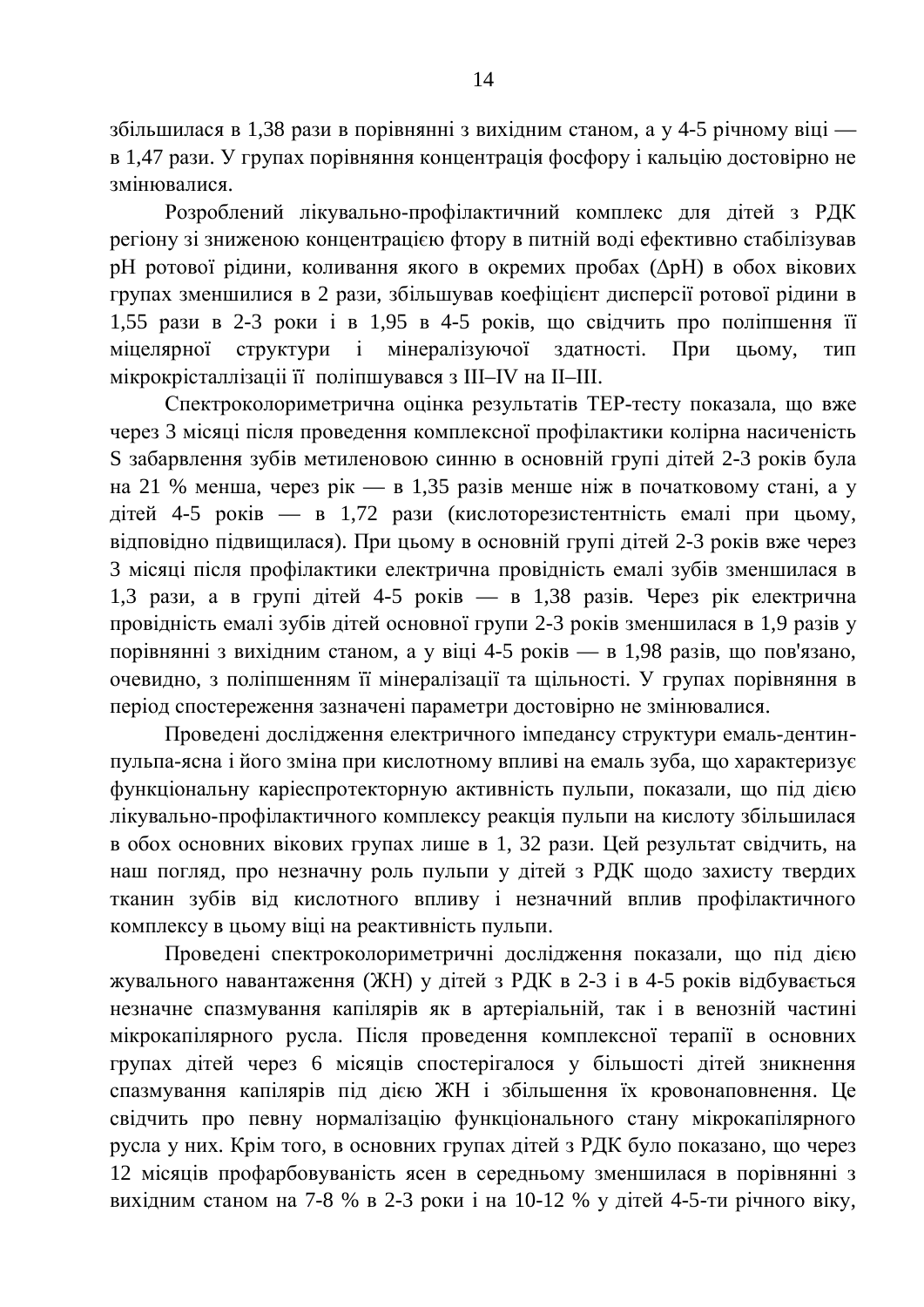збільшилася в 1,38 рази в порівнянні з вихідним станом, а у 4-5 річному віці — в 1,47 рази. У групах порівняння концентрація фосфору і кальцію достовірно не змінювалися.

Розроблений лікувально-профілактичний комплекс для дітей з РДК регіону зі зниженою концентрацією фтору в питній воді ефективно стабілізував рН ротової рідини, коливання якого в окремих пробах (ΔрН) в обох вікових групах зменшилися в 2 рази, збільшував коефіцієнт дисперсії ротової рідини в 1,55 рази в 2-3 роки і в 1,95 в 4-5 років, що свідчить про поліпшення її міцелярної структури і мінералізуючої здатності. При цьому, тип мікрокрісталлізації її поліпшувався з III–IV на II–III.

Спектроколориметрична оцінка результатів ТЕР-тесту показала, що вже через 3 місяці після проведення комплексної профілактики колірна насиченість S забарвлення зубів метиленовою синню в основній групі дітей 2-3 років була на 21 % менша, через рік — в 1,35 разів менше ніж в початковому стані, а у дітей 4-5 років — в 1,72 рази (кислоторезистентність емалі при цьому, відповідно підвищилася). При цьому в основній групі дітей 2-3 років вже через 3 місяці після профілактики електрична провідність емалі зубів зменшилася в 1,3 рази, а в групі дітей 4-5 років — в 1,38 разів. Через рік електрична провідність емалі зубів дітей основної групи 2-3 років зменшилася в 1,9 разів у порівнянні з вихідним станом, а у віці 4-5 років — в 1,98 разів, що пов'язано, очевидно, з поліпшенням її мінералізації та щільності. У групах порівняння в період спостереження зазначені параметри достовірно не змінювалися.

Проведені дослідження електричного імпедансу структури емаль-дентин-пульпа-ясна і його зміна при кислотному впливі на емаль зуба, що характеризує функціональну карієспротекторную активність пульпи, показали, що під дією лікувально-профілактичного комплексу реакція пульпи на кислоту збільшилася в обох основних вікових групах лише в 1, 32 рази. Цей результат свідчить, на наш погляд, про незначну роль пульпи у дітей з РДК щодо захисту твердих тканин зубів від кислотного впливу і незначний вплив профілактичного комплексу в цьому віці на реактивність пульпи.

Проведені спектроколориметричні дослідження показали, що під дією жувального навантаження (ЖН) у дітей з РДК в 2-3 і в 4-5 років відбувається незначне спазмування капілярів як в артеріальній, так і в венозній частині мікрокапілярного русла. Після проведення комплексної терапії в основних групах дітей через 6 місяців спостерігалося у більшості дітей зникнення спазмування капілярів під дією ЖН і збільшення їх кровонаповнення. Це свідчить про певну нормалізацію функціонального стану мікрокапілярного русла у них. Крім того, в основних групах дітей з РДК було показано, що через 12 місяців профарбовуваність ясен в середньому зменшилася в порівнянні з вихідним станом на 7-8 % в 2-3 роки і на 10-12 % у дітей 4-5-ти річного віку,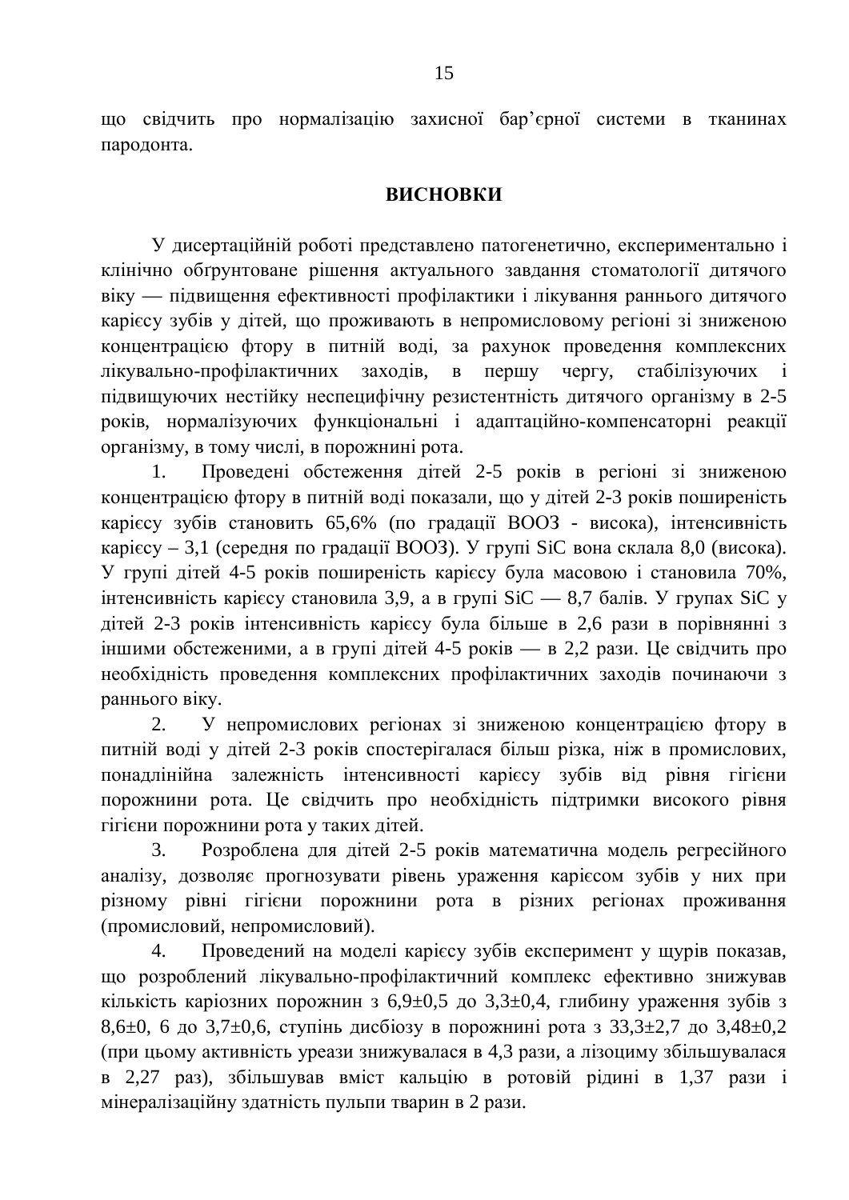що свідчить про нормалізацію захисної бар'єрної системи в тканинах пародонта.

## ВИСНОВКИ

У дисертаційній роботі представлено патогенетично, експериментально і клінічно обґрунтоване рішення актуального завдання стоматології дитячого віку — підвищення ефективності профілактики і лікування раннього дитячого карієсу зубів у дітей, що проживають в непромисловому регіоні зі зниженою концентрацією фтору в питній воді, за рахунок проведення комплексних лікувально-профілактичних заходів, в першу чергу, стабілізуючих і підвищуючих нестійку неспецифічну резистентність дитячого організму в 2-5 років, нормалізуючих функціональні і адаптаційно-компенсаторні реакції організму, в тому числі, в порожнині рота.

1. Проведені обстеження дітей 2-5 років в регіоні зі зниженою концентрацією фтору в питній воді показали, що у дітей 2-3 років поширеність карієсу зубів становить 65,6% (по градації ВООЗ - висока), інтенсивність карієсу – 3,1 (середня по градації ВООЗ). У групі SiC вона склала 8,0 (висока). У групі дітей 4-5 років поширеність карієсу була масовою і становила 70%, інтенсивність карієсу становила 3,9, а в групі SiC — 8,7 балів. У групах SiC у дітей 2-3 років інтенсивність карієсу була більше в 2,6 рази в порівнянні з іншими обстеженими, а в групі дітей 4-5 років — в 2,2 рази. Це свідчить про необхідність проведення комплексних профілактичних заходів починаючи з раннього віку.
2. У непромислових регіонах зі зниженою концентрацією фтору в питній воді у дітей 2-3 років спостерігалася більш різка, ніж в промислових, понадлінійна залежність інтенсивності карієсу зубів від рівня гігієни порожнини рота. Це свідчить про необхідність підтримки високого рівня гігієни порожнини рота у таких дітей.
3. Розроблена для дітей 2-5 років математична модель регресійного аналізу, дозволяє прогнозувати рівень ураження карієсом зубів у них при різному рівні гігієни порожнини рота в різних регіонах проживання (промисловий, непромисловий).
4. Проведений на моделі карієсу зубів експеримент у щурів показав, що розроблений лікувально-профілактичний комплекс ефективно знижував кількість каріозних порожнин з 6,9±0,5 до 3,3±0,4, глибину ураження зубів з 8,6±0, 6 до 3,7±0,6, ступінь дисбіозу в порожнині рота з 33,3±2,7 до 3,48±0,2 (при цьому активність уреази знижувалася в 4,3 рази, а лізоциму збільшувалася в 2,27 раз), збільшував вміст кальцію в ротовій рідині в 1,37 рази і мінералізаційну здатність пульпи тварин в 2 рази.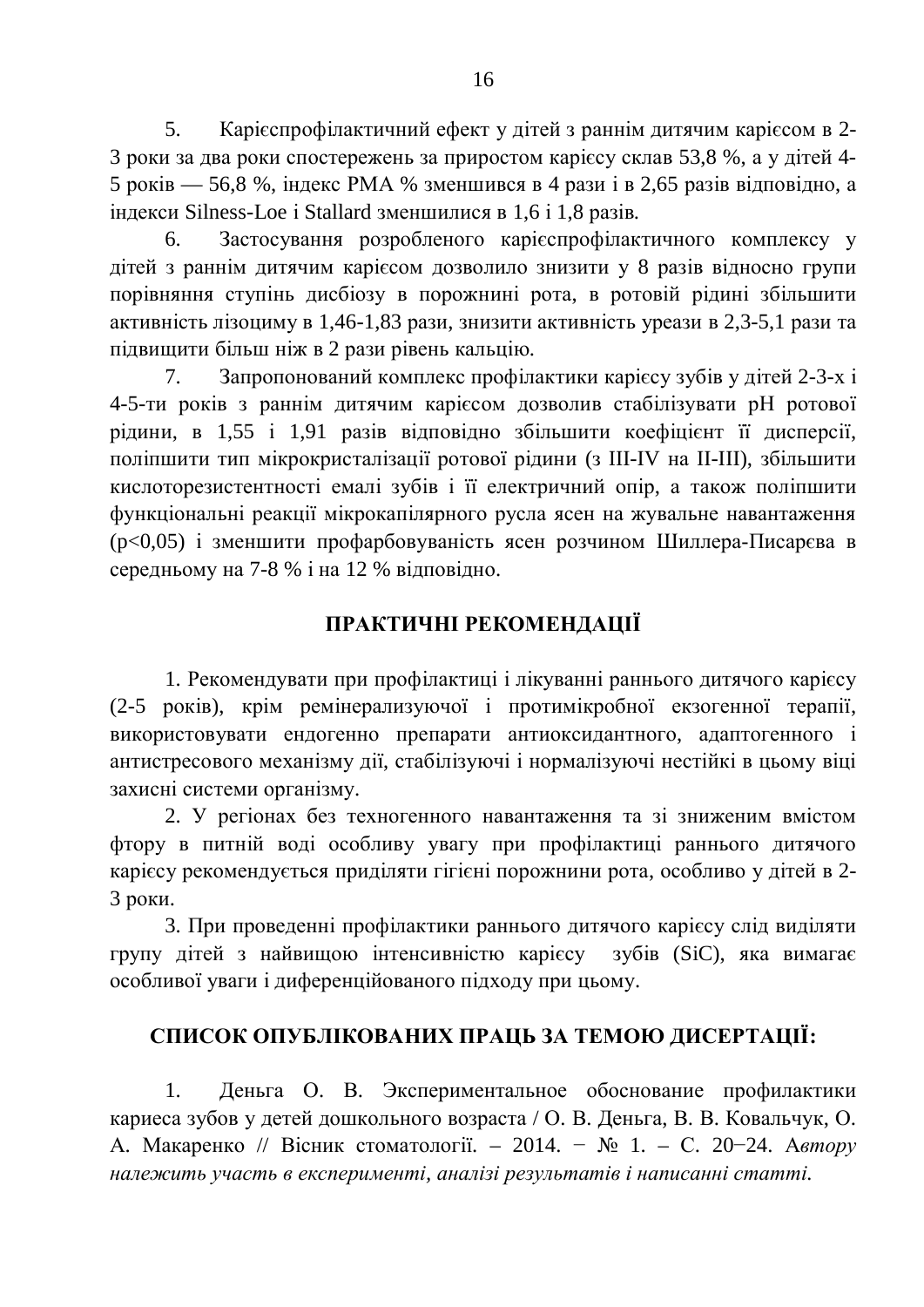5. Карієспрофілактичний ефект у дітей з раннім дитячим карієсом в 2-3 роки за два роки спостережень за приростом карієсу склав 53,8 %, а у дітей 4-5 років — 56,8 %, індекс РМА % зменшився в 4 рази і в 2,65 разів відповідно, а індекси Silness-Loe і Stallard зменшилися в 1,6 і 1,8 разів.

6. Застосування розробленого карієспрофілактичного комплексу у дітей з раннім дитячим карієсом дозволило знизити у 8 разів відносно групи порівняння ступінь дисбіозу в порожнині рота, в ротовій рідині збільшити активність лізоциму в 1,46-1,83 рази, знизити активність уреази в 2,3-5,1 рази та підвищити більш ніж в 2 рази рівень кальцію.

7. Запропонований комплекс профілактики карієсу зубів у дітей 2-3-х і 4-5-ти років з раннім дитячим карієсом дозволив стабілізувати рН ротової рідини, в 1,55 і 1,91 разів відповідно збільшити коефіцієнт її дисперсії, поліпшити тип мікрокристалізації ротової рідини (з III-IV на II-III), збільшити кислоторезистентності емалі зубів і її електричний опір, а також поліпшити функціональні реакції мікрокапілярного русла ясен на жувальне навантаження ($p<0,05$) і зменшити профарбовуваність ясен розчином Шиллера-Писарєва в середньому на 7-8 % і на 12 % відповідно.

## ПРАКТИЧНІ РЕКОМЕНДАЦІЇ

1. Рекомендувати при профілактиці і лікуванні раннього дитячого карієсу (2-5 років), крім ремінерализуючої і протимікробної екзогенної терапії, використовувати ендогенно препарати антиоксидантного, адаптогенного і антистресового механізму дії, стабілізуючі і нормалізуючі нестійкі в цьому віці захисні системи організму.

2. У регіонах без техногенного навантаження та зі зниженим вмістом фтору в питній воді особливу увагу при профілактиці раннього дитячого карієсу рекомендується приділяти гігієні порожнини рота, особливо у дітей в 2-3 роки.

3. При проведенні профілактики раннього дитячого карієсу слід виділяти групу дітей з найвищою інтенсивністю карієсу зубів (SiC), яка вимагає особливої уваги і диференційованого підходу при цьому.

## СПИСОК ОПУБЛІКОВАНИХ ПРАЦЬ ЗА ТЕМОЮ ДИСЕРТАЦІЇ:

1. Деньга О. В. Экспериментальное обоснование профилактики кариеса зубов у детей дошкольного возраста / О. В. Деньга, В. В. Ковальчук, О. А. Макаренко // Вісник стоматології. – 2014. − № 1. – С. 20−24. *Автору належить участь в експерименті, аналізі результатів і написанні статті.*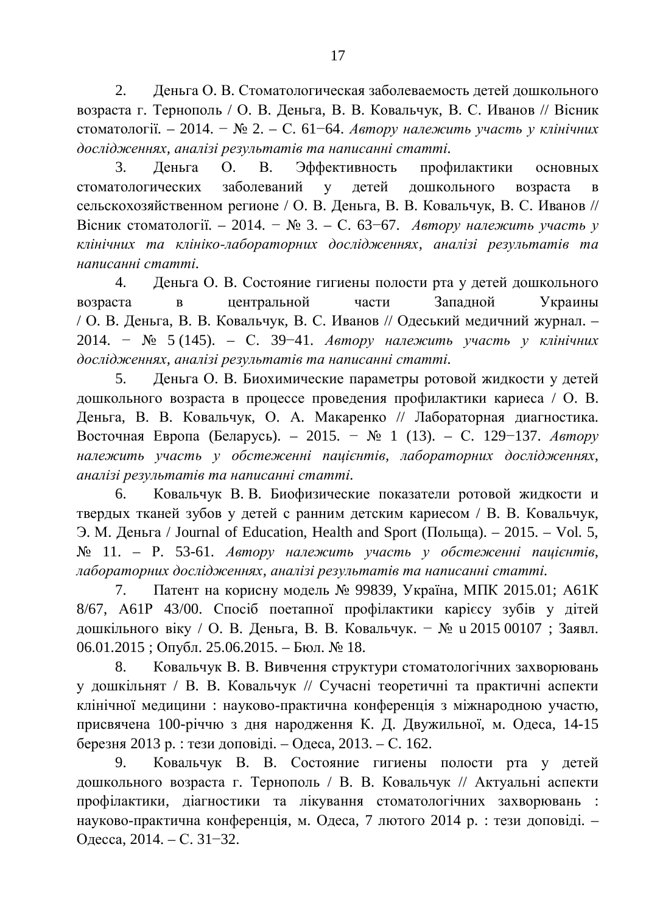2. Деньга О. В. Стоматологическая заболеваемость детей дошкольного возраста г. Тернополь / О. В. Деньга, В. В. Ковальчук, В. С. Иванов // Вісник стоматології. – 2014. − № 2. – С. 61−64. *Автору належить участь у клінічних дослідженнях, аналізі результатів та написанні статті.*

3. Деньга О. В. Эффективность профилактики основных стоматологических заболеваний у детей дошкольного возраста в сельскохозяйственном регионе / О. В. Деньга, В. В. Ковальчук, В. С. Иванов // Вісник стоматології. – 2014. − № 3. – С. 63−67. *Автору належить участь у клінічних та клініко-лабораторних дослідженнях, аналізі результатів та написанні статті.*

4. Деньга О. В. Состояние гигиены полости рта у детей дошкольного возраста в центральной части Западной Украины / О. В. Деньга, В. В. Ковальчук, В. С. Иванов // Одеський медичний журнал. – 2014. − № 5 (145). – С. 39−41. *Автору належить участь у клінічних дослідженнях, аналізі результатів та написанні статті.*

5. Деньга О. В. Биохимические параметры ротовой жидкости у детей дошкольного возраста в процессе проведения профилактики кариеса / О. В. Деньга, В. В. Ковальчук, О. А. Макаренко // Лабораторная диагностика. Восточная Европа (Беларусь). – 2015. − № 1 (13). – С. 129−137. *Автору належить участь у обстеженні пацієнтів, лабораторних дослідженнях, аналізі результатів та написанні статті.*

6. Ковальчук В. В. Биофизические показатели ротовой жидкости и твердых тканей зубов у детей с ранним детским кариесом / В. В. Ковальчук, Э. М. Деньга / Journal of Education, Health and Sport (Польща). – 2015. – Vol. 5, № 11. – P. 53-61. *Автору належить участь у обстеженні пацієнтів, лабораторних дослідженнях, аналізі результатів та написанні статті.*

7. Патент на корисну модель № 99839, Україна, МПК 2015.01; A61K 8/67, A61P 43/00. Спосіб поетапної профілактики карієсу зубів у дітей дошкільного віку / О. В. Деньга, В. В. Ковальчук. − № u 2015 00107 ; Заявл. 06.01.2015 ; Опубл. 25.06.2015. – Бюл. № 18.

8. Ковальчук В. В. Вивчення структури стоматологічних захворювань у дошкільнят / В. В. Ковальчук // Сучасні теоретичні та практичні аспекти клінічної медицини : науково-практична конференція з міжнародною участю, присвячена 100-річчю з дня народження К. Д. Двужильної, м. Одеса, 14-15 березня 2013 р. : тези доповіді. – Одеса, 2013. – С. 162.

9. Ковальчук В. В. Состояние гигиены полости рта у детей дошкольного возраста г. Тернополь / В. В. Ковальчук // Актуальні аспекти профілактики, діагностики та лікування стоматологічних захворювань : науково-практична конференція, м. Одеса, 7 лютого 2014 р. : тези доповіді. – Одесса, 2014. – С. 31−32.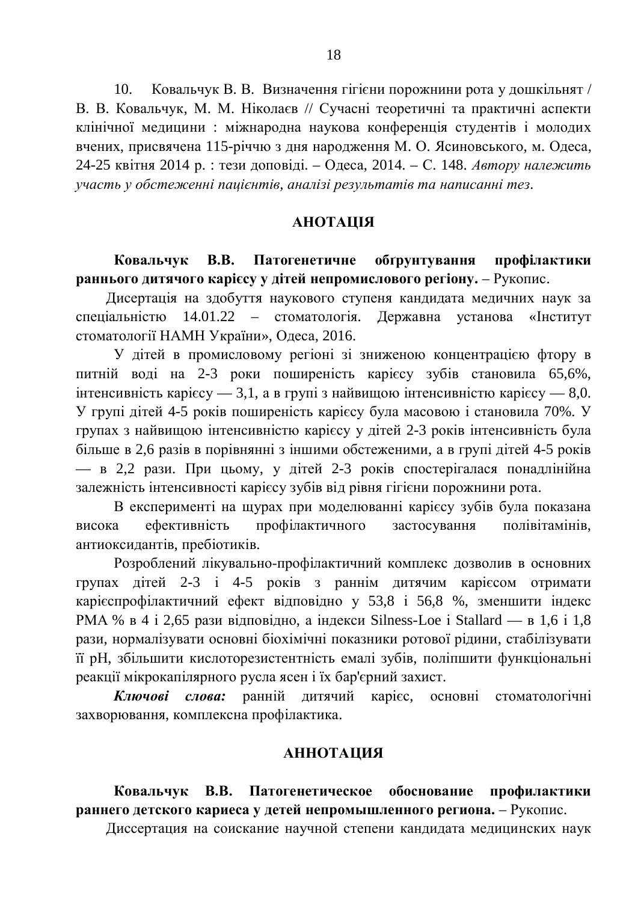10. Ковальчук В. В. Визначення гігієни порожнини рота у дошкільнят / В. В. Ковальчук, М. М. Ніколаєв // Сучасні теоретичні та практичні аспекти клінічної медицини : міжнародна наукова конференція студентів і молодих вчених, присвячена 115-річчю з дня народження М. О. Ясиновського, м. Одеса, 24-25 квітня 2014 р. : тези доповіді. – Одеса, 2014. – С. 148. *Автору належить участь у обстеженні пацієнтів, аналізі результатів та написанні тез.*

## АНОТАЦІЯ

**Ковальчук В.В. Патогенетичне обґрунтування профілактики раннього дитячого карієсу у дітей непромислового регіону.** – Рукопис.

Дисертація на здобуття наукового ступеня кандидата медичних наук за спеціальністю 14.01.22 – стоматологія. Державна установа «Інститут стоматології НАМН України», Одеса, 2016.

У дітей в промисловому регіоні зі зниженою концентрацією фтору в питній воді на 2-3 роки поширеність карієсу зубів становила 65,6%, інтенсивність карієсу — 3,1, а в групі з найвищою інтенсивністю карієсу — 8,0. У групі дітей 4-5 років поширеність карієсу була масовою і становила 70%. У групах з найвищою інтенсивністю карієсу у дітей 2-3 років інтенсивність була більше в 2,6 разів в порівнянні з іншими обстеженими, а в групі дітей 4-5 років — в 2,2 рази. При цьому, у дітей 2-3 років спостерігалася понадлінійна залежність інтенсивності карієсу зубів від рівня гігієни порожнини рота.

В експерименті на щурах при моделюванні карієсу зубів була показана висока ефективність профілактичного застосування полівітамінів, антиоксидантів, пребіотиків.

Розроблений лікувально-профілактичний комплекс дозволив в основних групах дітей 2-3 і 4-5 років з раннім дитячим карієсом отримати карієспрофілактичний ефект відповідно у 53,8 і 56,8 %, зменшити індекс PMA % в 4 і 2,65 рази відповідно, а індекси Silness-Loe і Stallard — в 1,6 і 1,8 рази, нормалізувати основні біохімічні показники ротової рідини, стабілізувати її pH, збільшити кислоторезистентність емалі зубів, поліпшити функціональні реакції мікрокапілярного русла ясен і їх бар'єрний захист.

***Ключові слова:*** ранній дитячий карієс, основні стоматологічні захворювання, комплексна профілактика.

## АННОТАЦИЯ

**Ковальчук В.В. Патогенетическое обоснование профилактики раннего детского кариеса у детей непромышленного региона.** – Рукопис.

Диссертация на соискание научной степени кандидата медицинских наук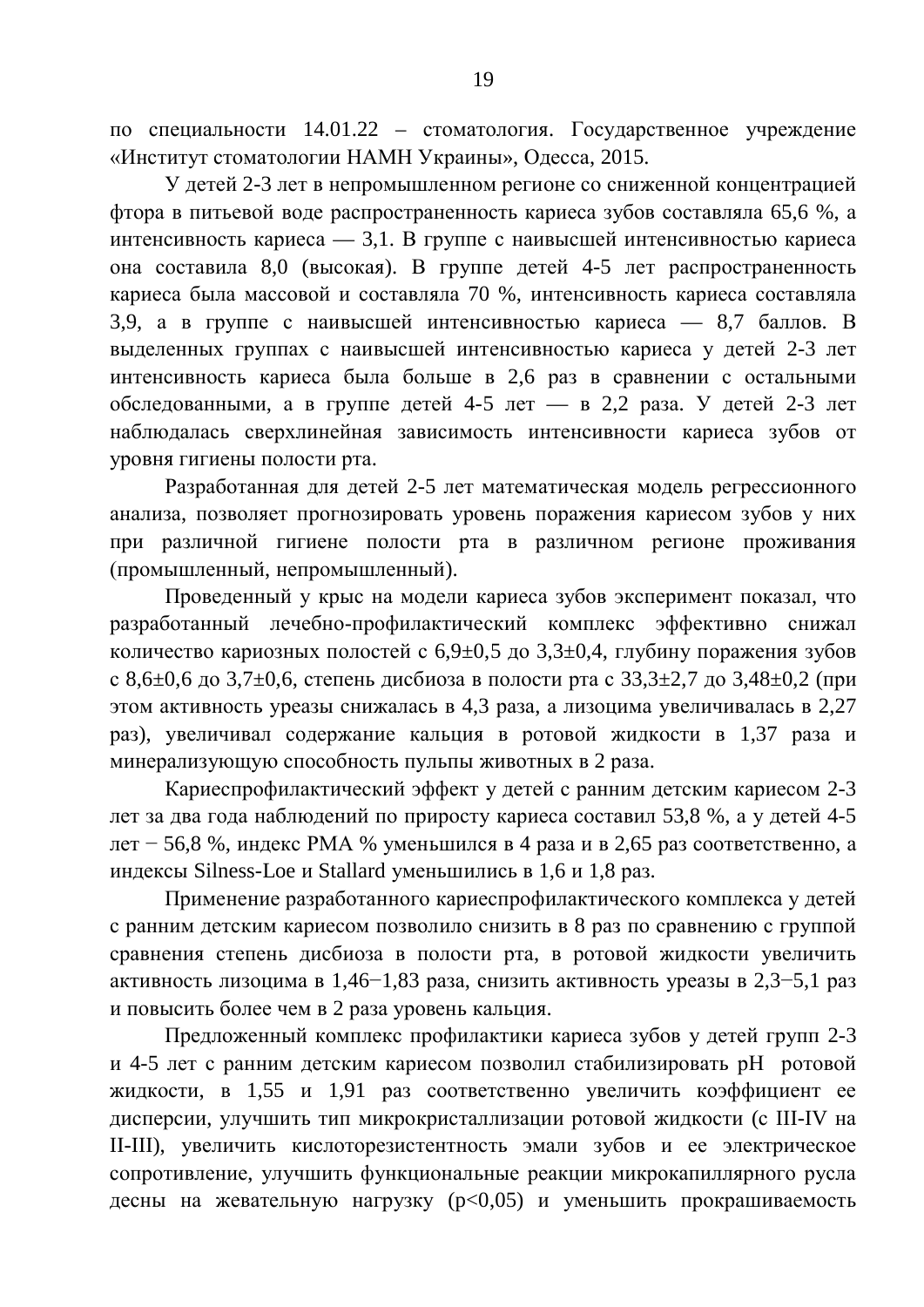по специальности 14.01.22 – стоматология. Государственное учреждение «Институт стоматологии НАМН Украины», Одесса, 2015.

У детей 2-3 лет в непромышленном регионе со сниженной концентрацией фтора в питьевой воде распространенность кариеса зубов составляла 65,6 %, а интенсивность кариеса — 3,1. В группе с наивысшей интенсивностью кариеса она составила 8,0 (высокая). В группе детей 4-5 лет распространенность кариеса была массовой и составляла 70 %, интенсивность кариеса составляла 3,9, а в группе с наивысшей интенсивностью кариеса — 8,7 баллов. В выделенных группах с наивысшей интенсивностью кариеса у детей 2-3 лет интенсивность кариеса была больше в 2,6 раз в сравнении с остальными обследованными, а в группе детей 4-5 лет — в 2,2 раза. У детей 2-3 лет наблюдалась сверхлинейная зависимость интенсивности кариеса зубов от уровня гигиены полости рта.

Разработанная для детей 2-5 лет математическая модель регрессионного анализа, позволяет прогнозировать уровень поражения кариесом зубов у них при различной гигиене полости рта в различном регионе проживания (промышленный, непромышленный).

Проведенный у крыс на модели кариеса зубов эксперимент показал, что разработанный лечебно-профилактический комплекс эффективно снижал количество кариозных полостей с 6,9±0,5 до 3,3±0,4, глубину поражения зубов с 8,6±0,6 до 3,7±0,6, степень дисбиоза в полости рта с 33,3±2,7 до 3,48±0,2 (при этом активность уреазы снижалась в 4,3 раза, а лизоцима увеличивалась в 2,27 раз), увеличивал содержание кальция в ротовой жидкости в 1,37 раза и минерализующую способность пульпы животных в 2 раза.

Кариеспрофилактический эффект у детей с ранним детским кариесом 2-3 лет за два года наблюдений по приросту кариеса составил 53,8 %, а у детей 4-5 лет − 56,8 %, индекс PMA % уменьшился в 4 раза и в 2,65 раз соответственно, а индексы Silness-Loe и Stallard уменьшились в 1,6 и 1,8 раз.

Применение разработанного кариеспрофилактического комплекса у детей с ранним детским кариесом позволило снизить в 8 раз по сравнению с группой сравнения степень дисбиоза в полости рта, в ротовой жидкости увеличить активность лизоцима в 1,46−1,83 раза, снизить активность уреазы в 2,3−5,1 раз и повысить более чем в 2 раза уровень кальция.

Предложенный комплекс профилактики кариеса зубов у детей групп 2-3 и 4-5 лет с ранним детским кариесом позволил стабилизировать pH ротовой жидкости, в 1,55 и 1,91 раз соответственно увеличить коэффициент ее дисперсии, улучшить тип микрокристаллизации ротовой жидкости (с III-IV на II-III), увеличить кислоторезистентность эмали зубов и ее электрическое сопротивление, улучшить функциональные реакции микрокапиллярного русла десны на жевательную нагрузку ($p<0,05$) и уменьшить прокрашиваемость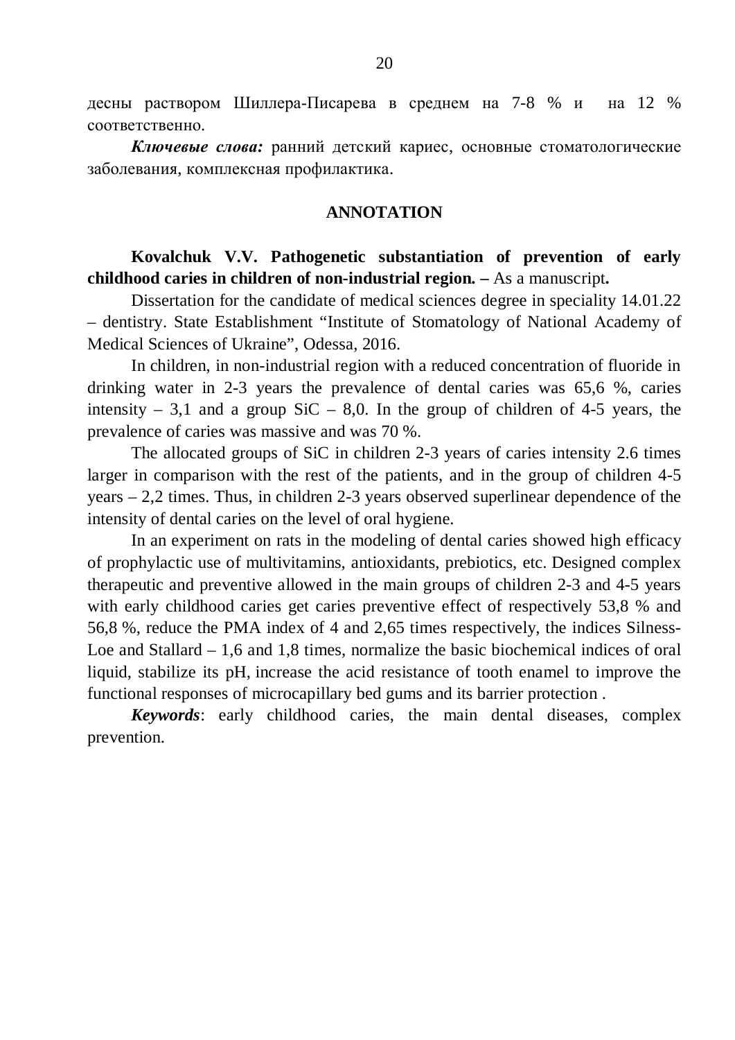десны раствором Шиллера-Писарева в среднем на 7-8 % и на 12 % соответственно.

***Ключевые слова:*** ранний детский кариес, основные стоматологические заболевания, комплексная профилактика.

## ANNOTATION

**Kovalchuk V.V. Pathogenetic substantiation of prevention of early childhood caries in children of non-industrial region. –** As a manuscript**.**

Dissertation for the candidate of medical sciences degree in speciality 14.01.22 – dentistry. State Establishment "Institute of Stomatology of National Academy of Medical Sciences of Ukraine", Odessa, 2016.

In children, in non-industrial region with a reduced concentration of fluoride in drinking water in 2-3 years the prevalence of dental caries was 65,6 %, caries intensity – 3,1 and a group SiC – 8,0. In the group of children of 4-5 years, the prevalence of caries was massive and was 70 %.

The allocated groups of SiC in children 2-3 years of caries intensity 2.6 times larger in comparison with the rest of the patients, and in the group of children 4-5 years – 2,2 times. Thus, in children 2-3 years observed superlinear dependence of the intensity of dental caries on the level of oral hygiene.

In an experiment on rats in the modeling of dental caries showed high efficacy of prophylactic use of multivitamins, antioxidants, prebiotics, etc. Designed complex therapeutic and preventive allowed in the main groups of children 2-3 and 4-5 years with early childhood caries get caries preventive effect of respectively 53,8 % and 56,8 %, reduce the PMA index of 4 and 2,65 times respectively, the indices Silness-Loe and Stallard – 1,6 and 1,8 times, normalize the basic biochemical indices of oral liquid, stabilize its pH, increase the acid resistance of tooth enamel to improve the functional responses of microcapillary bed gums and its barrier protection .

***Keywords***: early childhood caries, the main dental diseases, complex prevention.